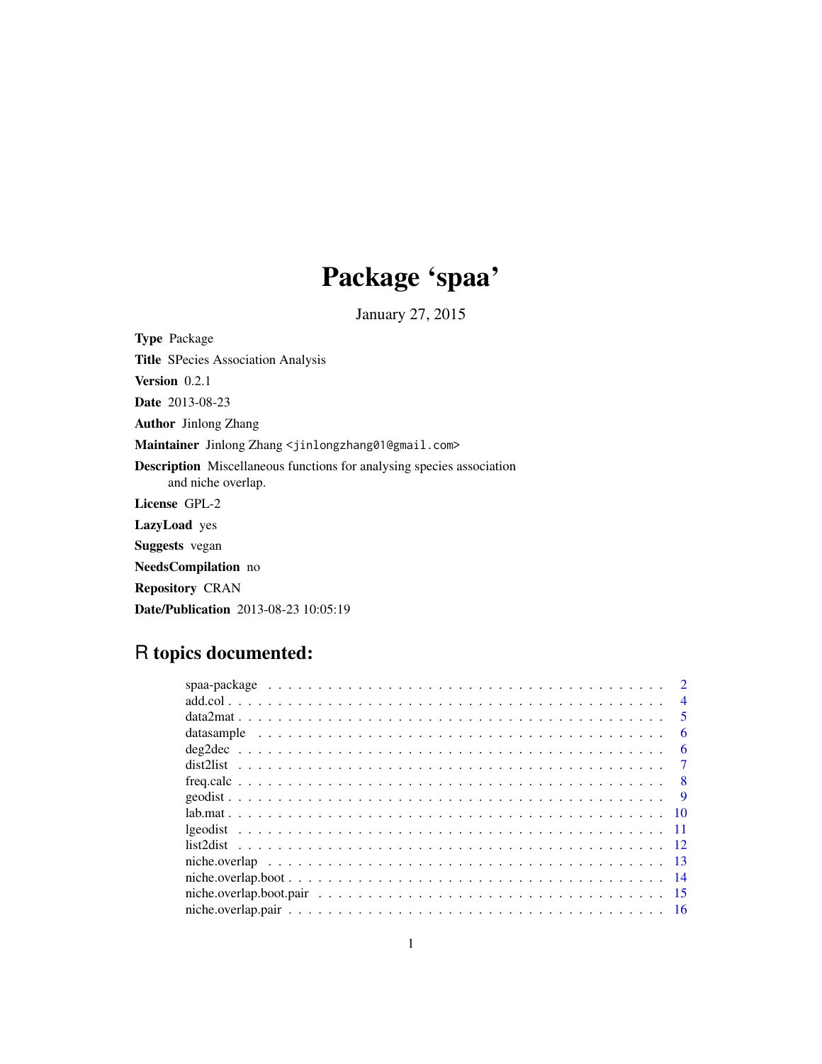# Package 'spaa'

January 27, 2015

**Type** Package

**Title** SPecies Association Analysis

**Version** 0.2.1

**Date** 2013-08-23

**Author** Jinlong Zhang

**Maintainer** Jinlong Zhang <jinlongzhang01@gmail.com>

**Description** Miscellaneous functions for analysing species association and niche overlap.

**License** GPL-2

**LazyLoad** yes

**Suggests** vegan

**NeedsCompilation** no

**Repository** CRAN

**Date/Publication** 2013-08-23 10:05:19

## R topics documented:

| | |
|---|---|
| spaa-package | 2 |
| add.col | 4 |
| data2mat | 5 |
| datasample | 6 |
| deg2dec | 6 |
| dist2list | 7 |
| freq.calc | 8 |
| geodist | 9 |
| lab.mat | 10 |
| lgeodist | 11 |
| list2dist | 12 |
| niche.overlap | 13 |
| niche.overlap.boot | 14 |
| niche.overlap.boot.pair | 15 |
| niche.overlap.pair | 16 |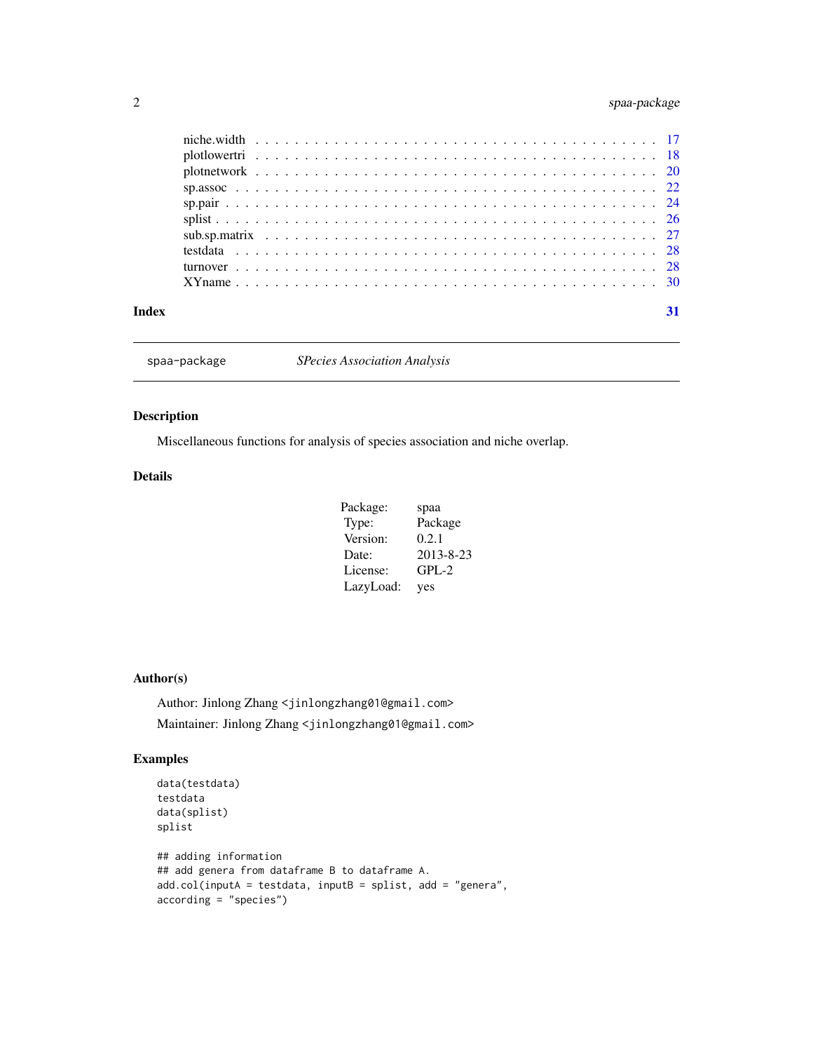| | |
|---|---|
| niche.width | 17 |
| plotlowertri | 18 |
| plotnetwork | 20 |
| sp.assoc | 22 |
| sp.pair | 24 |
| splist | 26 |
| sub.sp.matrix | 27 |
| testdata | 28 |
| turnover | 28 |
| XYname | 30 |

**Index** 31

---

spaa-package *SPecies Association Analysis*

---

## Description

Miscellaneous functions for analysis of species association and niche overlap.

## Details

| | |
|---|---|
| Package: | spaa |
| Type: | Package |
| Version: | 0.2.1 |
| Date: | 2013-8-23 |
| License: | GPL-2 |
| LazyLoad: | yes |

## Author(s)

Author: Jinlong Zhang <jinlongzhang01@gmail.com>

Maintainer: Jinlong Zhang <jinlongzhang01@gmail.com>

## Examples

```
data(testdata)
testdata
data(splist)
splist

## adding information
## add genera from dataframe B to dataframe A.
add.col(inputA = testdata, inputB = splist, add = "genera",
according = "species")
```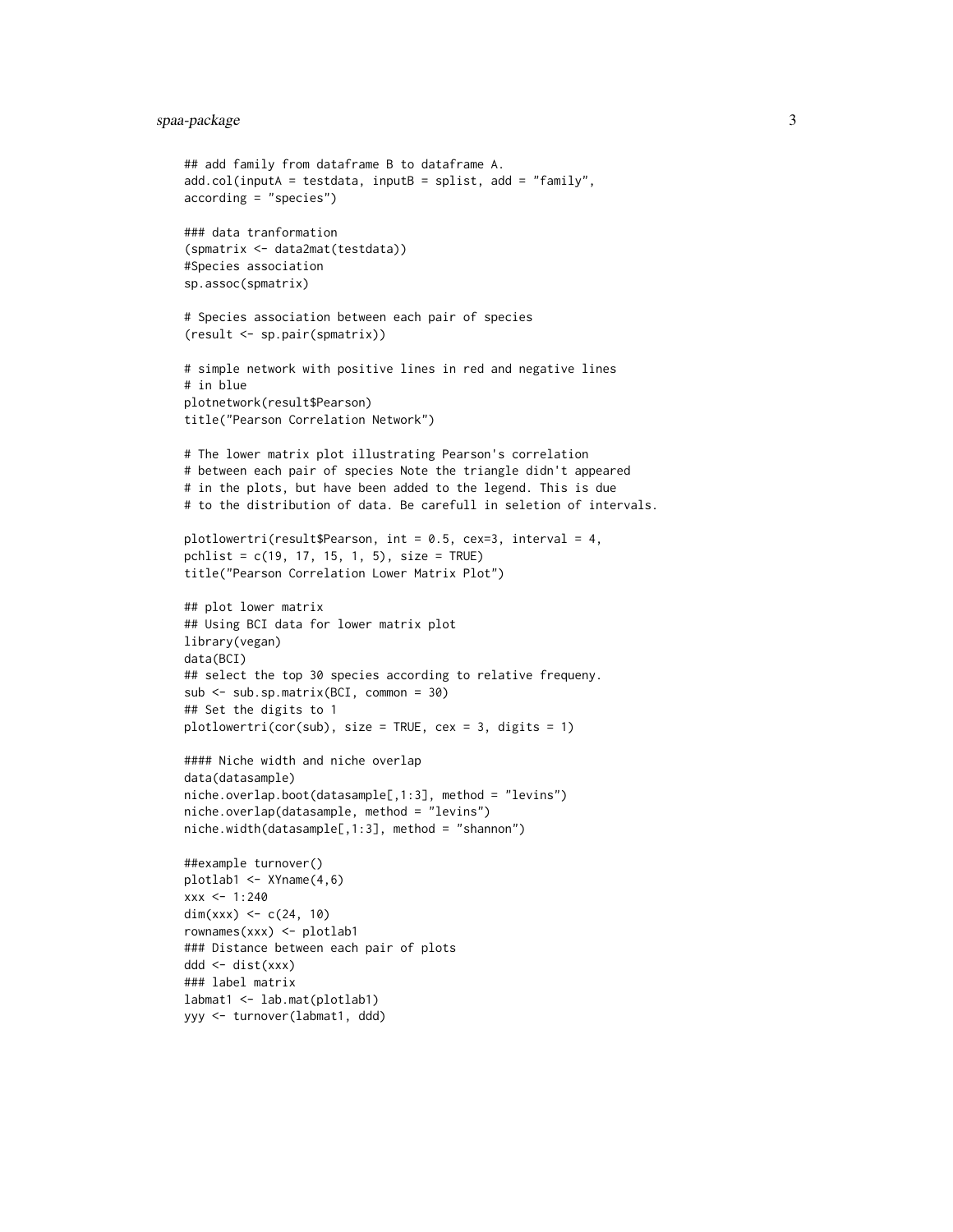```
## add family from dataframe B to dataframe A.
add.col(inputA = testdata, inputB = splist, add = "family",
according = "species")

### data tranformation
(spmatrix <- data2mat(testdata))
#Species association
sp.assoc(spmatrix)

# Species association between each pair of species
(result <- sp.pair(spmatrix))

# simple network with positive lines in red and negative lines
# in blue
plotnetwork(result$Pearson)
title("Pearson Correlation Network")

# The lower matrix plot illustrating Pearson's correlation
# between each pair of species Note the triangle didn't appeared
# in the plots, but have been added to the legend. This is due
# to the distribution of data. Be carefull in seletion of intervals.

plotlowertri(result$Pearson, int = 0.5, cex=3, interval = 4,
pchlist = c(19, 17, 15, 1, 5), size = TRUE)
title("Pearson Correlation Lower Matrix Plot")

## plot lower matrix
## Using BCI data for lower matrix plot
library(vegan)
data(BCI)
## select the top 30 species according to relative frequeny.
sub <- sub.sp.matrix(BCI, common = 30)
## Set the digits to 1
plotlowertri(cor(sub), size = TRUE, cex = 3, digits = 1)

#### Niche width and niche overlap
data(datasample)
niche.overlap.boot(datasample[,1:3], method = "levins")
niche.overlap(datasample, method = "levins")
niche.width(datasample[,1:3], method = "shannon")

##example turnover()
plotlab1 <- XYname(4,6)
xxx <- 1:240
dim(xxx) <- c(24, 10)
rownames(xxx) <- plotlab1
### Distance between each pair of plots
ddd <- dist(xxx)
### label matrix
labmat1 <- lab.mat(plotlab1)
yyy <- turnover(labmat1, ddd)
```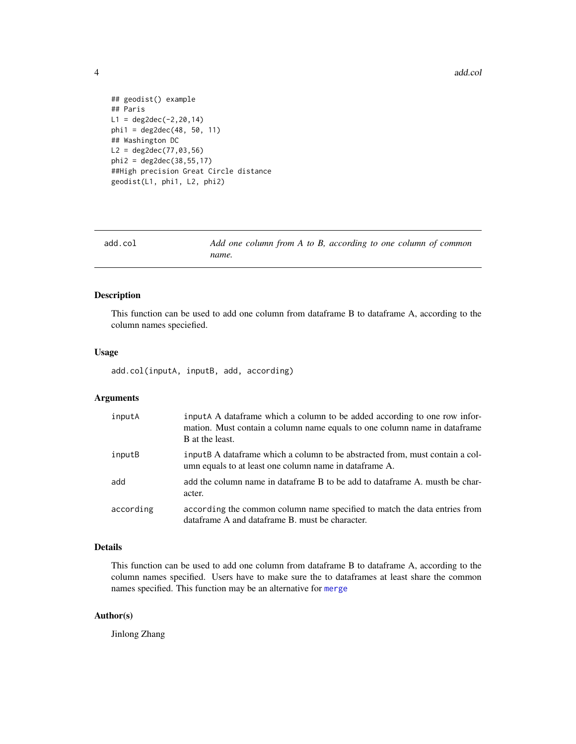```
## geodist() example
## Paris
L1 = deg2dec(-2,20,14)
phi1 = deg2dec(48, 50, 11)
## Washington DC
L2 = deg2dec(77,03,56)
phi2 = deg2dec(38,55,17)
##High precision Great Circle distance
geodist(L1, phi1, L2, phi2)
```

## add.col — *Add one column from A to B, according to one column of common name.*

### Description

This function can be used to add one column from dataframe B to dataframe A, according to the column names speciefied.

### Usage

```
add.col(inputA, inputB, add, according)
```

### Arguments

| | |
|---|---|
| inputA | inputA A dataframe which a column to be added according to one row information. Must contain a column name equals to one column name in dataframe B at the least. |
| inputB | inputB A dataframe which a column to be abstracted from, must contain a column equals to at least one column name in dataframe A. |
| add | add the column name in dataframe B to be add to dataframe A. musth be character. |
| according | according the common column name specified to match the data entries from dataframe A and dataframe B. must be character. |

### Details

This function can be used to add one column from dataframe B to dataframe A, according to the column names specified. Users have to make sure the to dataframes at least share the common names specified. This function may be an alternative for merge

### Author(s)

Jinlong Zhang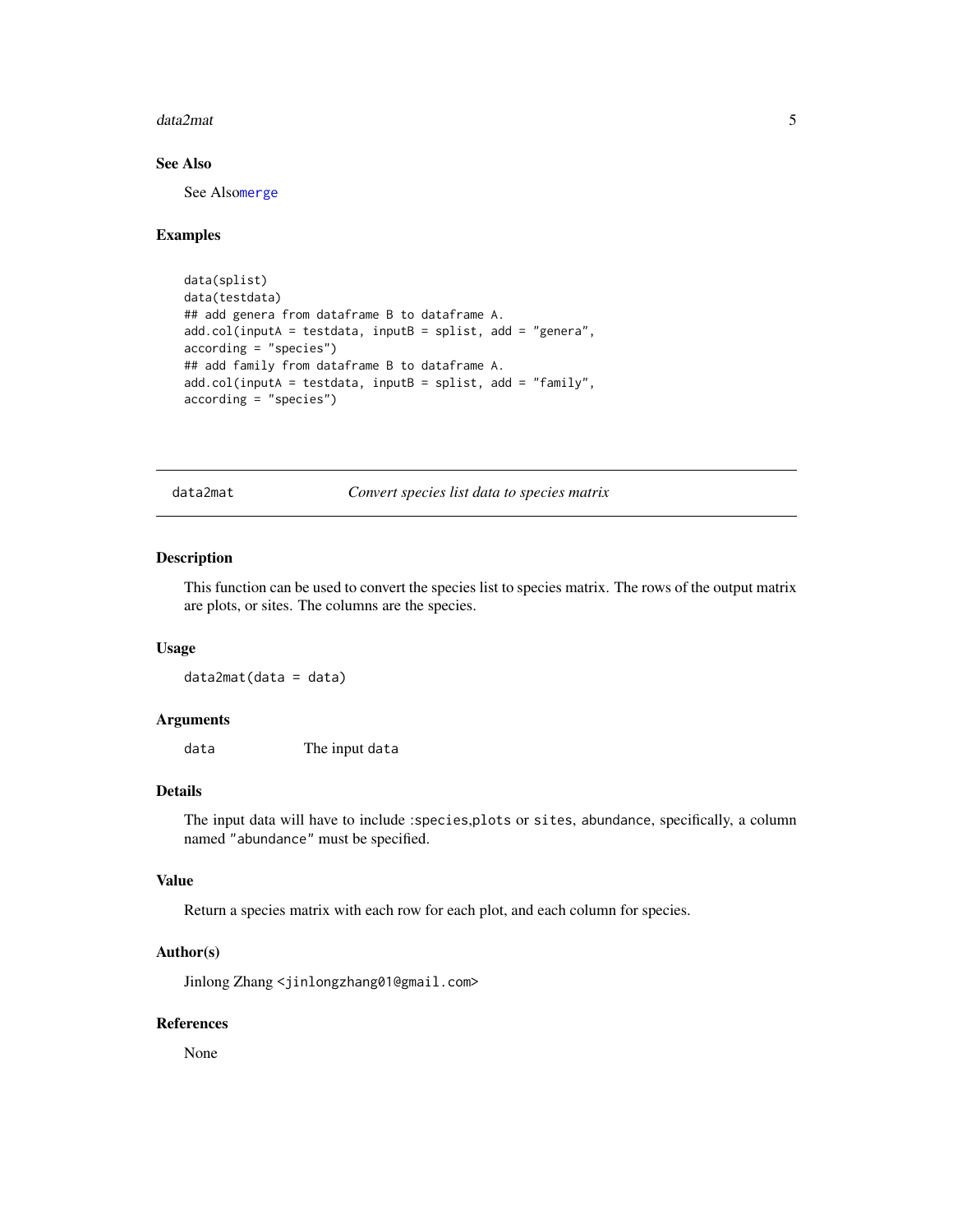## See Also

See Also`merge`

## Examples

```
data(splist)
data(testdata)
## add genera from dataframe B to dataframe A.
add.col(inputA = testdata, inputB = splist, add = "genera",
according = "species")
## add family from dataframe B to dataframe A.
add.col(inputA = testdata, inputB = splist, add = "family",
according = "species")
```

---

# data2mat *Convert species list data to species matrix*

## Description

This function can be used to convert the species list to species matrix. The rows of the output matrix are plots, or sites. The columns are the species.

## Usage

```
data2mat(data = data)
```

## Arguments

| | |
|---|---|
| `data` | The input `data` |

## Details

The input data will have to include :`species`,`plots` or `sites`, abundance, specifically, a column named "`abundance`" must be specified.

## Value

Return a species matrix with each row for each plot, and each column for species.

## Author(s)

Jinlong Zhang <jinlongzhang01@gmail.com>

## References

None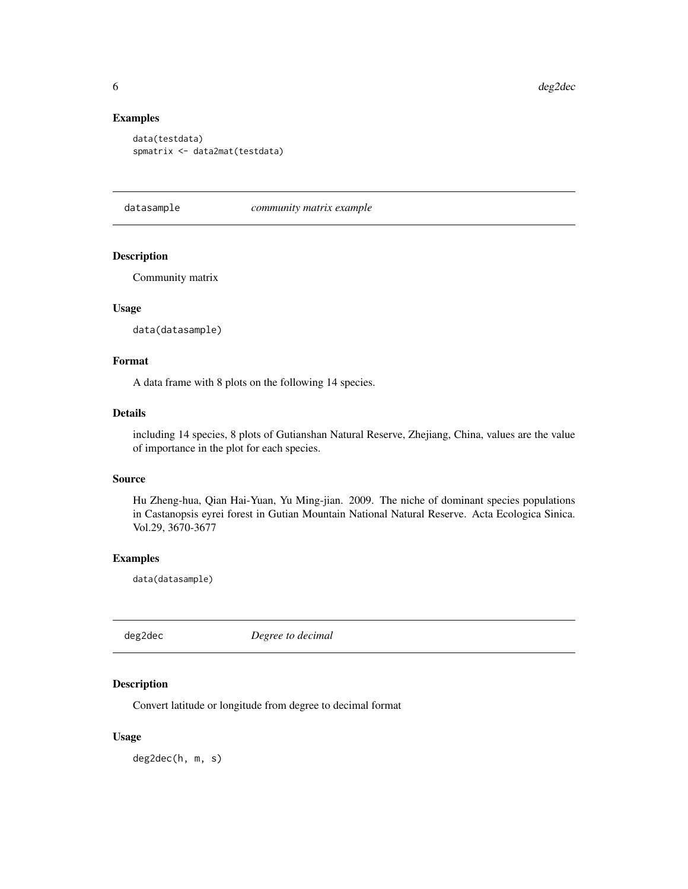### Examples

```
data(testdata)
spmatrix <- data2mat(testdata)
```

---

## datasample *community matrix example*

---

### Description

Community matrix

### Usage

```
data(datasample)
```

### Format

A data frame with 8 plots on the following 14 species.

### Details

including 14 species, 8 plots of Gutianshan Natural Reserve, Zhejiang, China, values are the value of importance in the plot for each species.

### Source

Hu Zheng-hua, Qian Hai-Yuan, Yu Ming-jian. 2009. The niche of dominant species populations in Castanopsis eyrei forest in Gutian Mountain National Natural Reserve. Acta Ecologica Sinica. Vol.29, 3670-3677

### Examples

```
data(datasample)
```

---

## deg2dec *Degree to decimal*

---

### Description

Convert latitude or longitude from degree to decimal format

### Usage

```
deg2dec(h, m, s)
```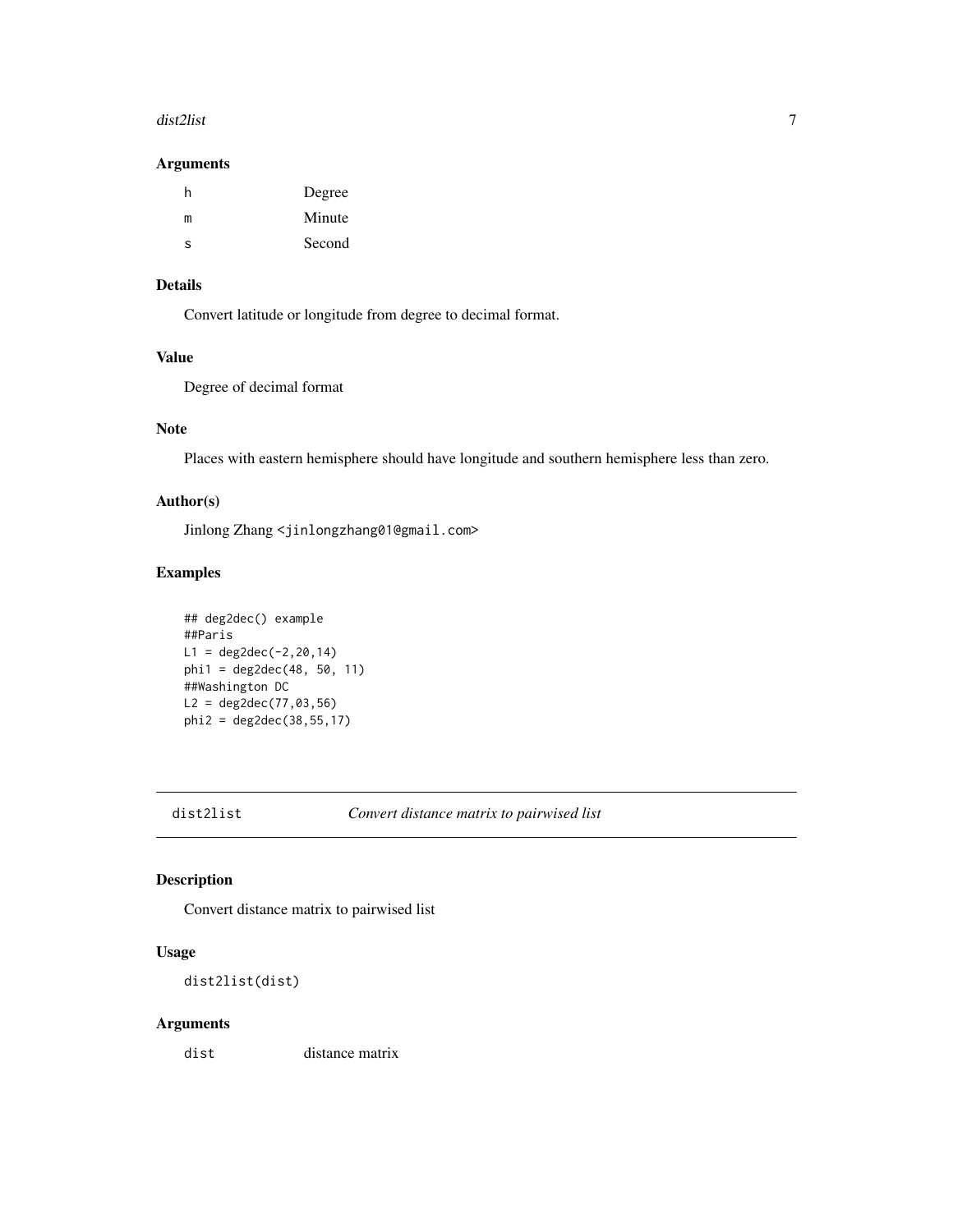### Arguments

| | |
|---|---|
| h | Degree |
| m | Minute |
| s | Second |

### Details

Convert latitude or longitude from degree to decimal format.

### Value

Degree of decimal format

### Note

Places with eastern hemisphere should have longitude and southern hemisphere less than zero.

### Author(s)

Jinlong Zhang <jinlongzhang01@gmail.com>

### Examples

```
## deg2dec() example
##Paris
L1 = deg2dec(-2,20,14)
phi1 = deg2dec(48, 50, 11)
##Washington DC
L2 = deg2dec(77,03,56)
phi2 = deg2dec(38,55,17)
```

---

## dist2list    *Convert distance matrix to pairwised list*

### Description

Convert distance matrix to pairwised list

### Usage

```
dist2list(dist)
```

### Arguments

| | |
|---|---|
| dist | distance matrix |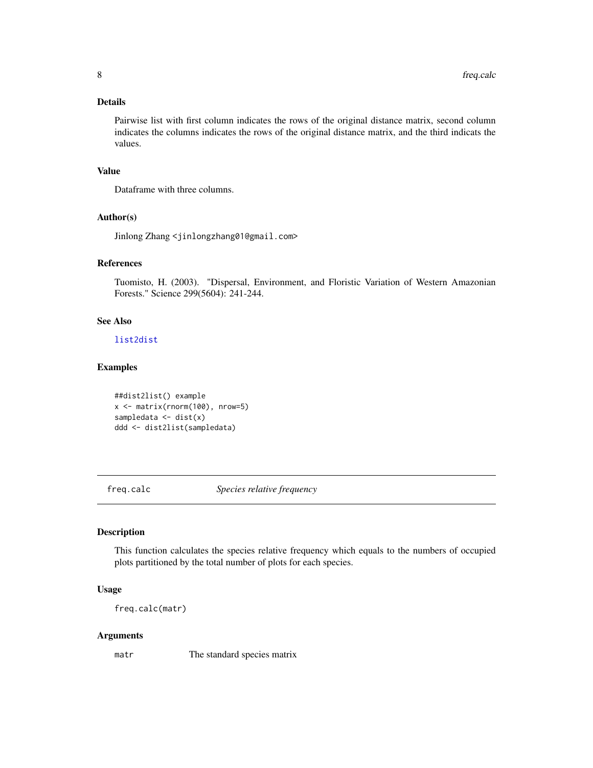### Details

Pairwise list with first column indicates the rows of the original distance matrix, second column indicates the columns indicates the rows of the original distance matrix, and the third indicats the values.

### Value

Dataframe with three columns.

### Author(s)

Jinlong Zhang <jinlongzhang01@gmail.com>

### References

Tuomisto, H. (2003). "Dispersal, Environment, and Floristic Variation of Western Amazonian Forests." Science 299(5604): 241-244.

### See Also

list2dist

### Examples

```
##dist2list() example
x <- matrix(rnorm(100), nrow=5)
sampledata <- dist(x)
ddd <- dist2list(sampledata)
```

---

## freq.calc *Species relative frequency*

---

### Description

This function calculates the species relative frequency which equals to the numbers of occupied plots partitioned by the total number of plots for each species.

### Usage

```
freq.calc(matr)
```

### Arguments

| | |
|---|---|
| matr | The standard species matrix |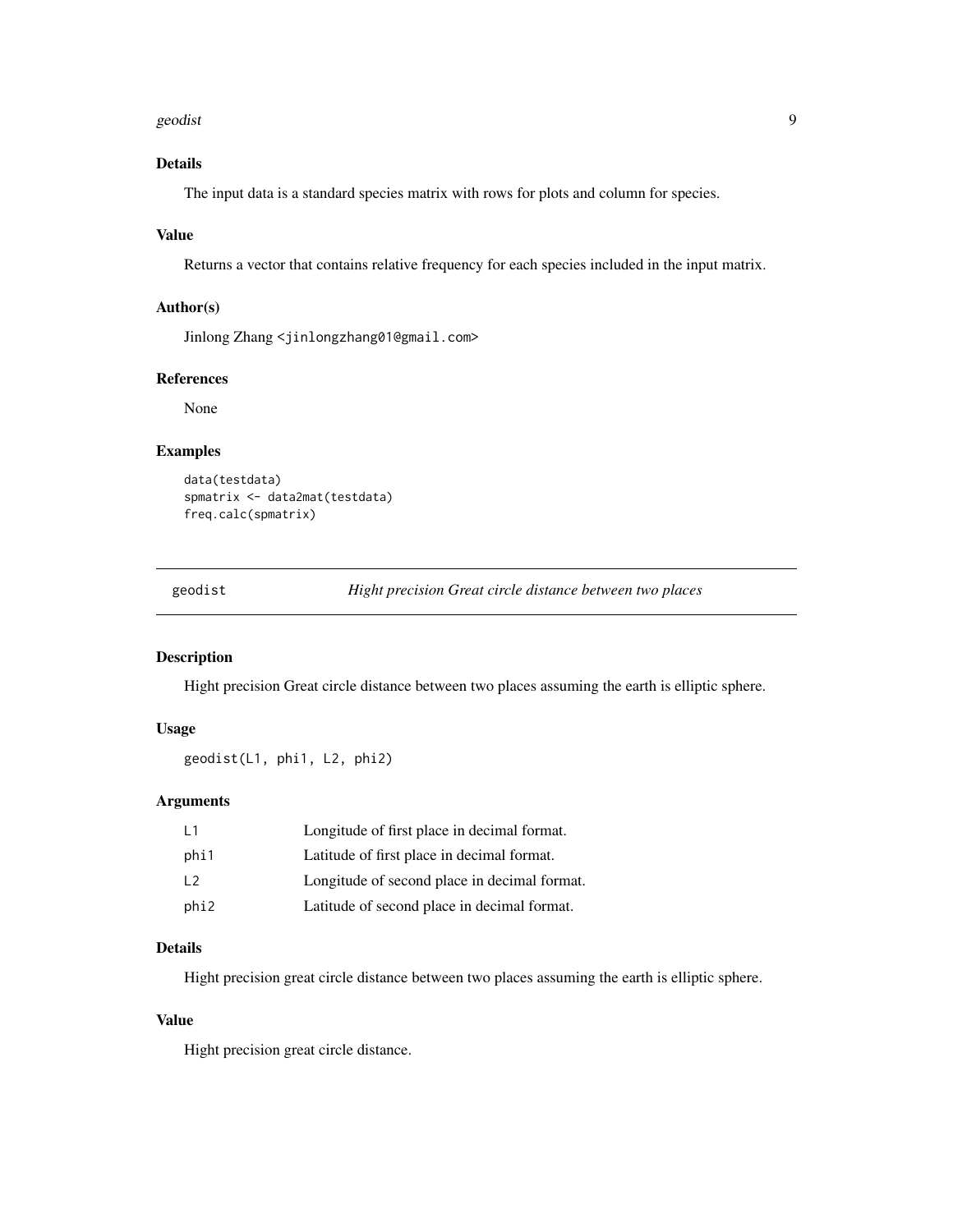### Details

The input data is a standard species matrix with rows for plots and column for species.

### Value

Returns a vector that contains relative frequency for each species included in the input matrix.

### Author(s)

Jinlong Zhang <jinlongzhang01@gmail.com>

### References

None

### Examples

```
data(testdata)
spmatrix <- data2mat(testdata)
freq.calc(spmatrix)
```

---

## geodist *Hight precision Great circle distance between two places*

---

### Description

Hight precision Great circle distance between two places assuming the earth is elliptic sphere.

### Usage

```
geodist(L1, phi1, L2, phi2)
```

### Arguments

| | |
|---|---|
| L1 | Longitude of first place in decimal format. |
| phi1 | Latitude of first place in decimal format. |
| L2 | Longitude of second place in decimal format. |
| phi2 | Latitude of second place in decimal format. |

### Details

Hight precision great circle distance between two places assuming the earth is elliptic sphere.

### Value

Hight precision great circle distance.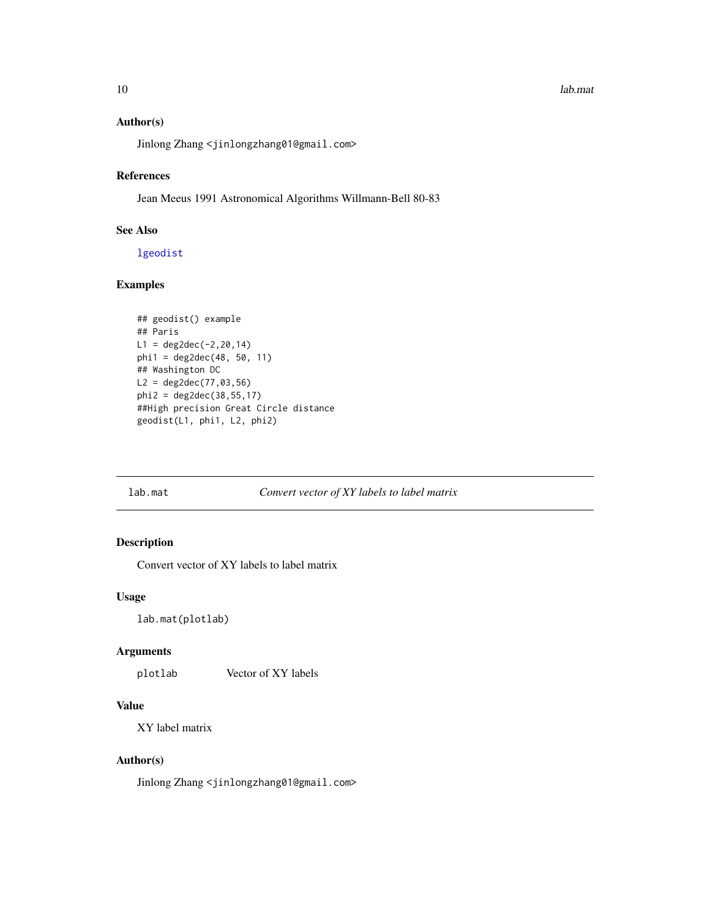### Author(s)

Jinlong Zhang <jinlongzhang01@gmail.com>

### References

Jean Meeus 1991 Astronomical Algorithms Willmann-Bell 80-83

### See Also

lgeodist

### Examples

```
## geodist() example
## Paris
L1 = deg2dec(-2,20,14)
phi1 = deg2dec(48, 50, 11)
## Washington DC
L2 = deg2dec(77,03,56)
phi2 = deg2dec(38,55,17)
##High precision Great Circle distance
geodist(L1, phi1, L2, phi2)
```

---

## lab.mat — *Convert vector of XY labels to label matrix*

### Description

Convert vector of XY labels to label matrix

### Usage

```
lab.mat(plotlab)
```

### Arguments

| | |
|---|---|
| plotlab | Vector of XY labels |

### Value

XY label matrix

### Author(s)

Jinlong Zhang <jinlongzhang01@gmail.com>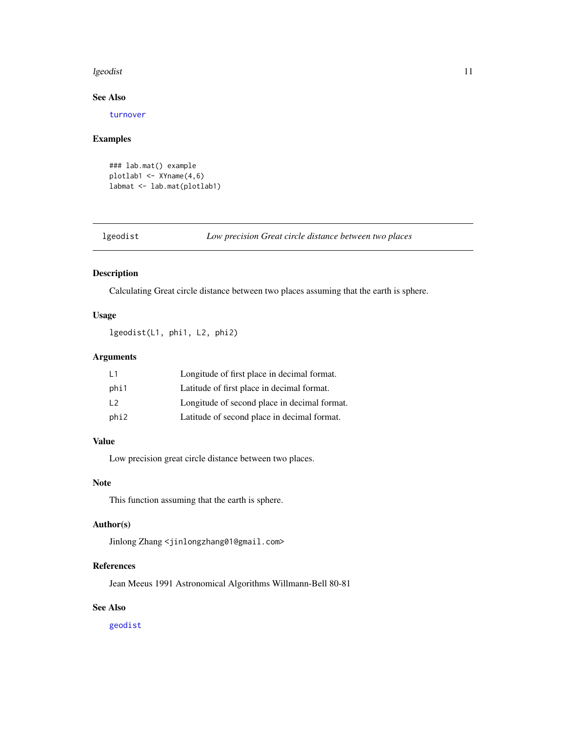## See Also

turnover

## Examples

```
### lab.mat() example
plotlab1 <- XYname(4,6)
labmat <- lab.mat(plotlab1)
```

---

# lgeodist *Low precision Great circle distance between two places*

## Description

Calculating Great circle distance between two places assuming that the earth is sphere.

## Usage

```
lgeodist(L1, phi1, L2, phi2)
```

## Arguments

| | |
|---|---|
| L1 | Longitude of first place in decimal format. |
| phi1 | Latitude of first place in decimal format. |
| L2 | Longitude of second place in decimal format. |
| phi2 | Latitude of second place in decimal format. |

## Value

Low precision great circle distance between two places.

## Note

This function assuming that the earth is sphere.

## Author(s)

Jinlong Zhang <jinlongzhang01@gmail.com>

## References

Jean Meeus 1991 Astronomical Algorithms Willmann-Bell 80-81

## See Also

geodist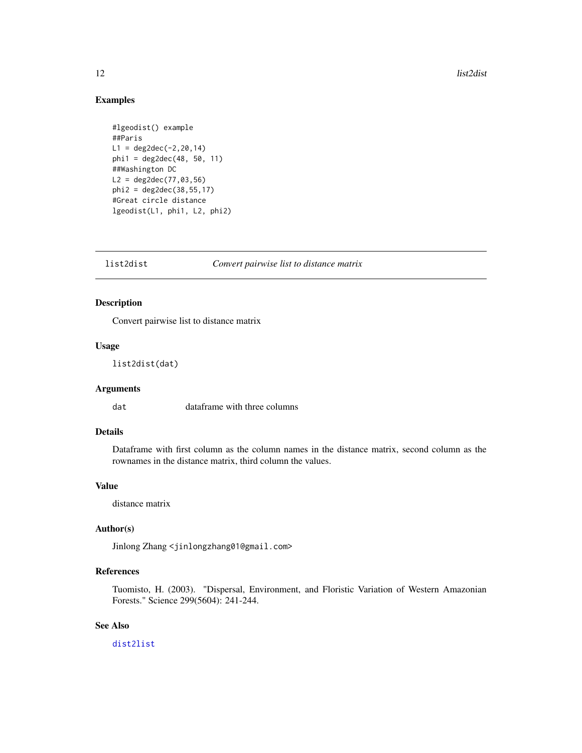## Examples

```
#lgeodist() example
##Paris
L1 = deg2dec(-2,20,14)
phi1 = deg2dec(48, 50, 11)
##Washington DC
L2 = deg2dec(77,03,56)
phi2 = deg2dec(38,55,17)
#Great circle distance
lgeodist(L1, phi1, L2, phi2)
```

---

# list2dist — *Convert pairwise list to distance matrix*

---

## Description

Convert pairwise list to distance matrix

## Usage

```
list2dist(dat)
```

## Arguments

| | |
|---|---|
| `dat` | dataframe with three columns |

## Details

Dataframe with first column as the column names in the distance matrix, second column as the rownames in the distance matrix, third column the values.

## Value

distance matrix

## Author(s)

Jinlong Zhang <jinlongzhang01@gmail.com>

## References

Tuomisto, H. (2003). "Dispersal, Environment, and Floristic Variation of Western Amazonian Forests." Science 299(5604): 241-244.

## See Also

`dist2list`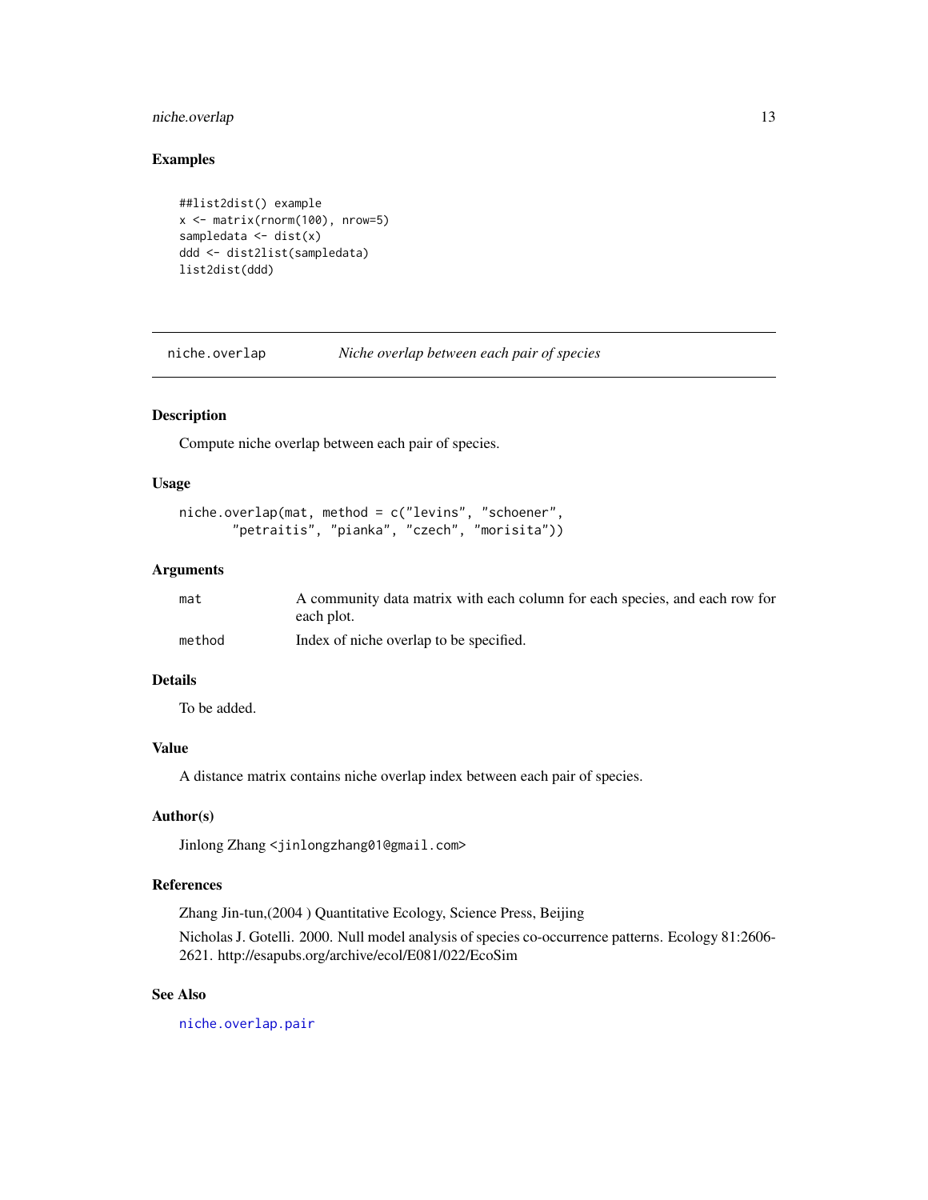## Examples

```
##list2dist() example
x <- matrix(rnorm(100), nrow=5)
sampledata <- dist(x)
ddd <- dist2list(sampledata)
list2dist(ddd)
```

---

# niche.overlap *Niche overlap between each pair of species*

---

## Description

Compute niche overlap between each pair of species.

## Usage

```
niche.overlap(mat, method = c("levins", "schoener",
        "petraitis", "pianka", "czech", "morisita"))
```

## Arguments

| | |
|---|---|
| mat | A community data matrix with each column for each species, and each row for each plot. |
| method | Index of niche overlap to be specified. |

## Details

To be added.

## Value

A distance matrix contains niche overlap index between each pair of species.

## Author(s)

Jinlong Zhang <jinlongzhang01@gmail.com>

## References

Zhang Jin-tun,(2004 ) Quantitative Ecology, Science Press, Beijing

Nicholas J. Gotelli. 2000. Null model analysis of species co-occurrence patterns. Ecology 81:2606-2621. http://esapubs.org/archive/ecol/E081/022/EcoSim

## See Also

niche.overlap.pair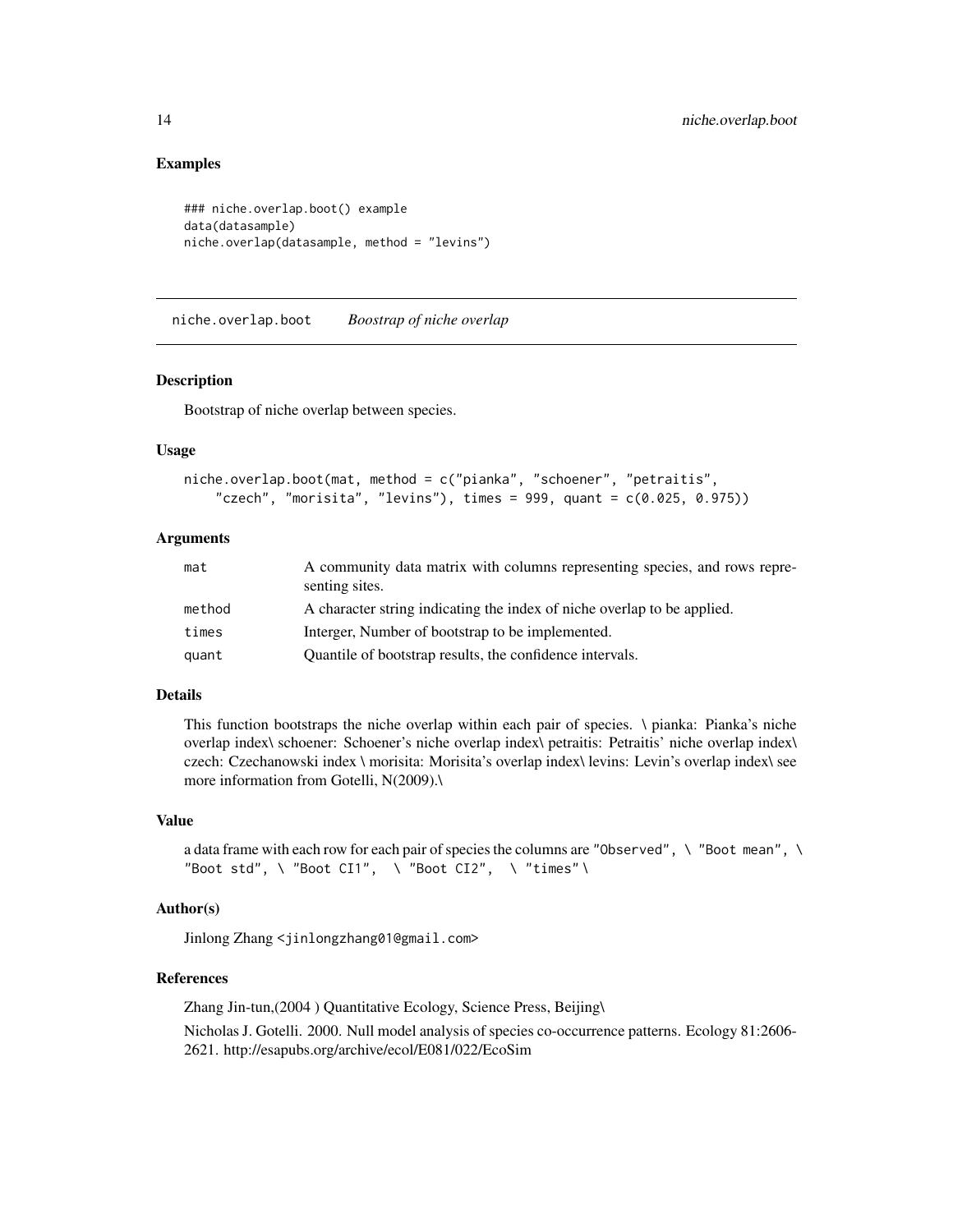## Examples

```
### niche.overlap.boot() example
data(datasample)
niche.overlap(datasample, method = "levins")
```

---

# niche.overlap.boot *Boostrap of niche overlap*

---

## Description

Bootstrap of niche overlap between species.

## Usage

```
niche.overlap.boot(mat, method = c("pianka", "schoener", "petraitis",
    "czech", "morisita", "levins"), times = 999, quant = c(0.025, 0.975))
```

## Arguments

| | |
|---|---|
| mat | A community data matrix with columns representing species, and rows representing sites. |
| method | A character string indicating the index of niche overlap to be applied. |
| times | Interger, Number of bootstrap to be implemented. |
| quant | Quantile of bootstrap results, the confidence intervals. |

## Details

This function bootstraps the niche overlap within each pair of species. \ pianka: Pianka's niche overlap index\ schoener: Schoener's niche overlap index\ petraitis: Petraitis' niche overlap index\ czech: Czechanowski index \ morisita: Morisita's overlap index\ levins: Levin's overlap index\ see more information from Gotelli, N(2009).\

## Value

a data frame with each row for each pair of species the columns are `"Observed"`, \ `"Boot mean"`, \ `"Boot std"`, \ `"Boot CI1"`, \ `"Boot CI2"`, \ `"times"`\

## Author(s)

Jinlong Zhang <jinlongzhang01@gmail.com>

## References

Zhang Jin-tun,(2004 ) Quantitative Ecology, Science Press, Beijing\

Nicholas J. Gotelli. 2000. Null model analysis of species co-occurrence patterns. Ecology 81:2606-2621. http://esapubs.org/archive/ecol/E081/022/EcoSim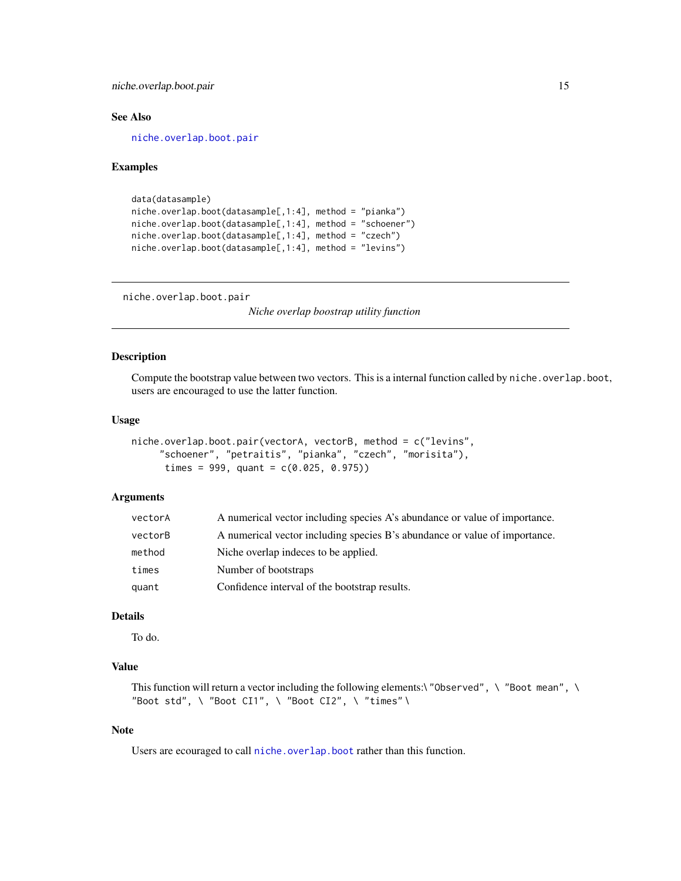### See Also

`niche.overlap.boot.pair`

### Examples

```
data(datasample)
niche.overlap.boot(datasample[,1:4], method = "pianka")
niche.overlap.boot(datasample[,1:4], method = "schoener")
niche.overlap.boot(datasample[,1:4], method = "czech")
niche.overlap.boot(datasample[,1:4], method = "levins")
```

---

## niche.overlap.boot.pair

*Niche overlap boostrap utility function*

---

### Description

Compute the bootstrap value between two vectors. This is a internal function called by `niche.overlap.boot`, users are encouraged to use the latter function.

### Usage

```
niche.overlap.boot.pair(vectorA, vectorB, method = c("levins",
     "schoener", "petraitis", "pianka", "czech", "morisita"),
      times = 999, quant = c(0.025, 0.975))
```

### Arguments

| | |
|---|---|
| vectorA | A numerical vector including species A's abundance or value of importance. |
| vectorB | A numerical vector including species B's abundance or value of importance. |
| method | Niche overlap indeces to be applied. |
| times | Number of bootstraps |
| quant | Confidence interval of the bootstrap results. |

### Details

To do.

### Value

This function will return a vector including the following elements:\ "Observed", \ "Boot mean", \ "Boot std", \ "Boot CI1", \ "Boot CI2", \ "times"\

### Note

Users are ecouraged to call `niche.overlap.boot` rather than this function.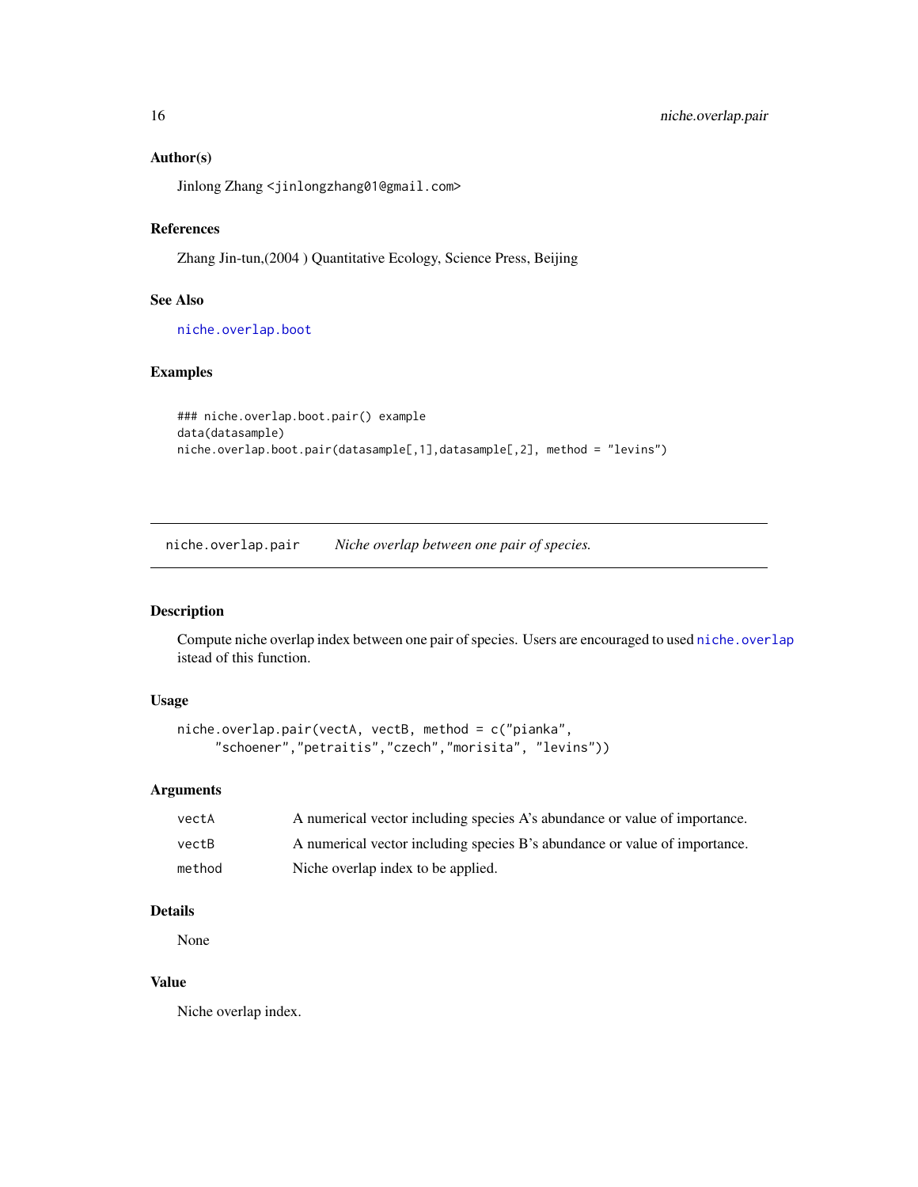## Author(s)

Jinlong Zhang <jinlongzhang01@gmail.com>

## References

Zhang Jin-tun,(2004 ) Quantitative Ecology, Science Press, Beijing

## See Also

niche.overlap.boot

## Examples

```
### niche.overlap.boot.pair() example
data(datasample)
niche.overlap.boot.pair(datasample[,1],datasample[,2], method = "levins")
```

---

# niche.overlap.pair *Niche overlap between one pair of species.*

---

## Description

Compute niche overlap index between one pair of species. Users are encouraged to used niche.overlap istead of this function.

## Usage

```
niche.overlap.pair(vectA, vectB, method = c("pianka",
     "schoener","petraitis","czech","morisita", "levins"))
```

## Arguments

| | |
|---|---|
| vectA | A numerical vector including species A's abundance or value of importance. |
| vectB | A numerical vector including species B's abundance or value of importance. |
| method | Niche overlap index to be applied. |

## Details

None

## Value

Niche overlap index.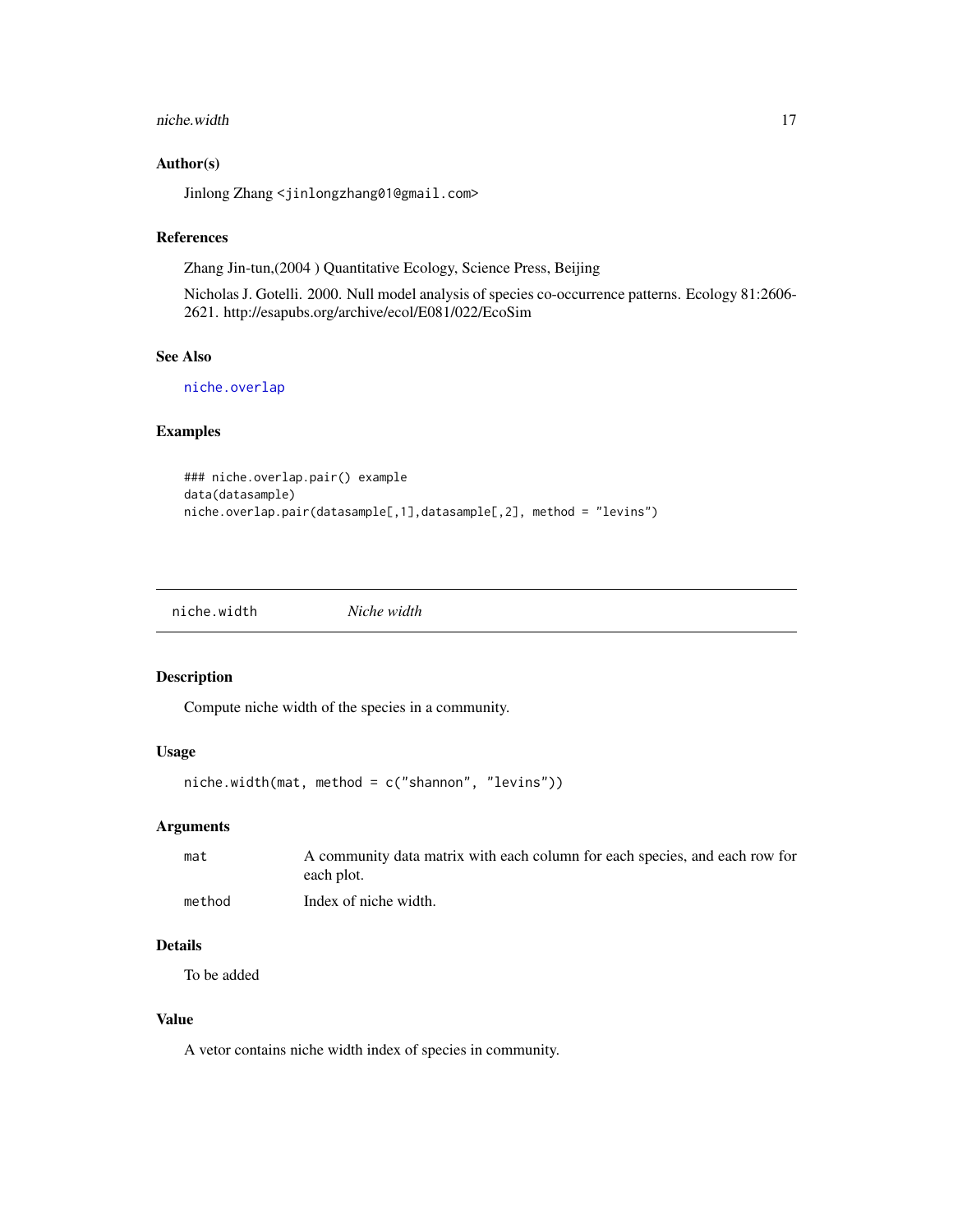### Author(s)

Jinlong Zhang <jinlongzhang01@gmail.com>

### References

Zhang Jin-tun,(2004 ) Quantitative Ecology, Science Press, Beijing

Nicholas J. Gotelli. 2000. Null model analysis of species co-occurrence patterns. Ecology 81:2606-2621. http://esapubs.org/archive/ecol/E081/022/EcoSim

### See Also

niche.overlap

### Examples

```
### niche.overlap.pair() example
data(datasample)
niche.overlap.pair(datasample[,1],datasample[,2], method = "levins")
```

---

## niche.width *Niche width*

### Description

Compute niche width of the species in a community.

### Usage

```
niche.width(mat, method = c("shannon", "levins"))
```

### Arguments

| | |
|---|---|
| mat | A community data matrix with each column for each species, and each row for each plot. |
| method | Index of niche width. |

### Details

To be added

### Value

A vetor contains niche width index of species in community.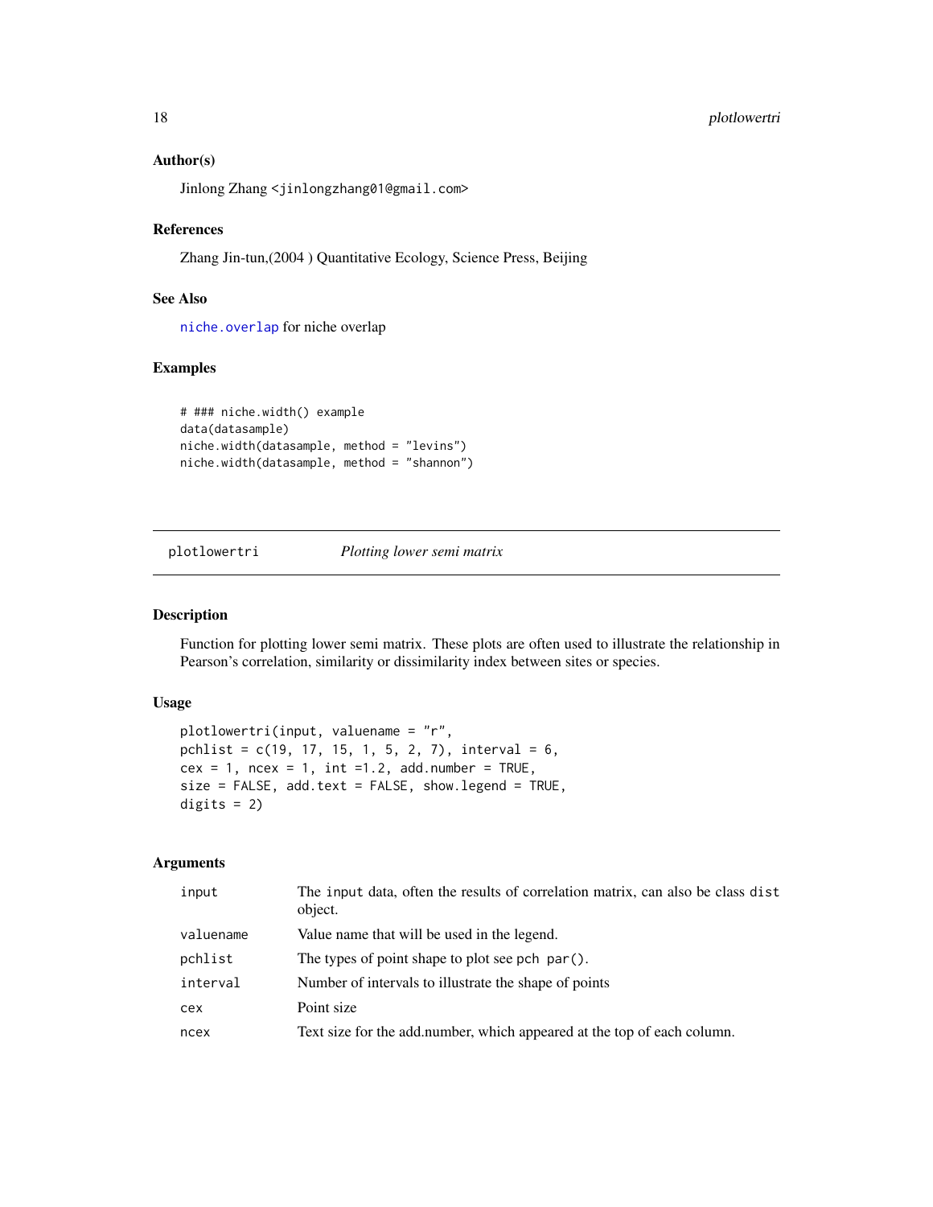## Author(s)

Jinlong Zhang <jinlongzhang01@gmail.com>

## References

Zhang Jin-tun,(2004 ) Quantitative Ecology, Science Press, Beijing

## See Also

niche.overlap for niche overlap

## Examples

```
# ### niche.width() example
data(datasample)
niche.width(datasample, method = "levins")
niche.width(datasample, method = "shannon")
```

---

# plotlowertri *Plotting lower semi matrix*

## Description

Function for plotting lower semi matrix. These plots are often used to illustrate the relationship in Pearson's correlation, similarity or dissimilarity index between sites or species.

## Usage

```
plotlowertri(input, valuename = "r",
pchlist = c(19, 17, 15, 1, 5, 2, 7), interval = 6,
cex = 1, ncex = 1, int =1.2, add.number = TRUE,
size = FALSE, add.text = FALSE, show.legend = TRUE,
digits = 2)
```

## Arguments

| | |
|---|---|
| input | The input data, often the results of correlation matrix, can also be class dist object. |
| valuename | Value name that will be used in the legend. |
| pchlist | The types of point shape to plot see pch par(). |
| interval | Number of intervals to illustrate the shape of points |
| cex | Point size |
| ncex | Text size for the add.number, which appeared at the top of each column. |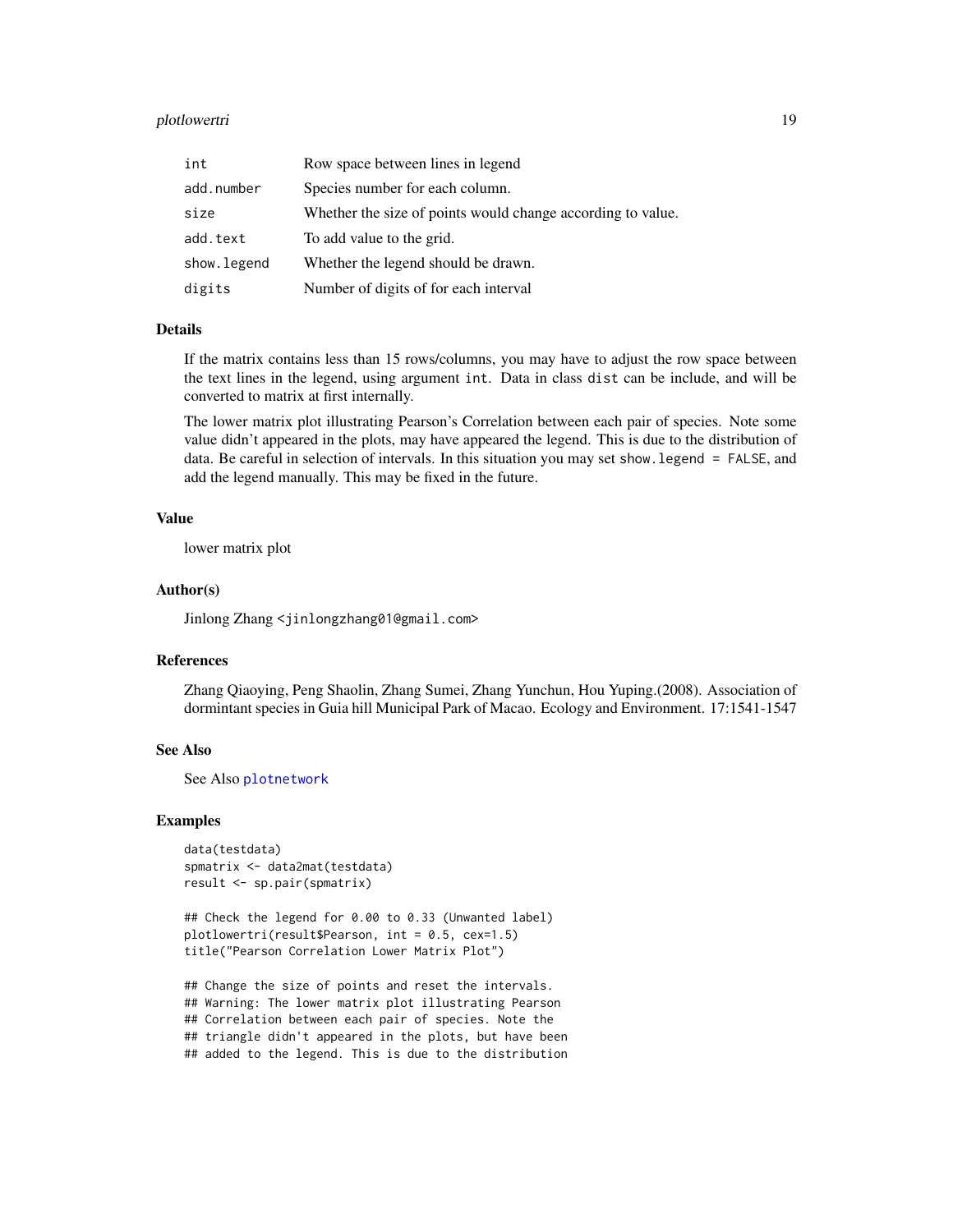| | |
|---|---|
| int | Row space between lines in legend |
| add.number | Species number for each column. |
| size | Whether the size of points would change according to value. |
| add.text | To add value to the grid. |
| show.legend | Whether the legend should be drawn. |
| digits | Number of digits of for each interval |

### Details

If the matrix contains less than 15 rows/columns, you may have to adjust the row space between the text lines in the legend, using argument `int`. Data in class `dist` can be include, and will be converted to matrix at first internally.

The lower matrix plot illustrating Pearson's Correlation between each pair of species. Note some value didn't appeared in the plots, may have appeared the legend. This is due to the distribution of data. Be careful in selection of intervals. In this situation you may set `show.legend = FALSE`, and add the legend manually. This may be fixed in the future.

### Value

lower matrix plot

### Author(s)

Jinlong Zhang <jinlongzhang01@gmail.com>

### References

Zhang Qiaoying, Peng Shaolin, Zhang Sumei, Zhang Yunchun, Hou Yuping.(2008). Association of dormintant species in Guia hill Municipal Park of Macao. Ecology and Environment. 17:1541-1547

### See Also

See Also `plotnetwork`

### Examples

```
data(testdata)
spmatrix <- data2mat(testdata)
result <- sp.pair(spmatrix)

## Check the legend for 0.00 to 0.33 (Unwanted label)
plotlowertri(result$Pearson, int = 0.5, cex=1.5)
title("Pearson Correlation Lower Matrix Plot")

## Change the size of points and reset the intervals.
## Warning: The lower matrix plot illustrating Pearson
## Correlation between each pair of species. Note the
## triangle didn't appeared in the plots, but have been
## added to the legend. This is due to the distribution
```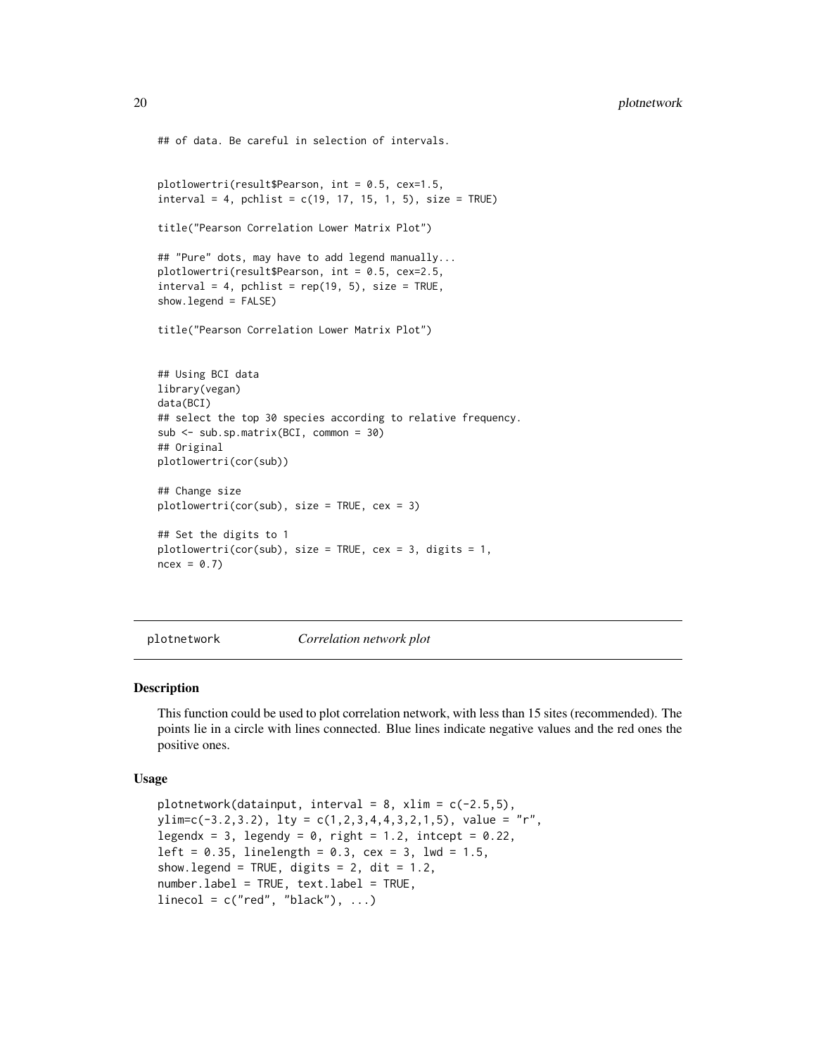```
## of data. Be careful in selection of intervals.


plotlowertri(result$Pearson, int = 0.5, cex=1.5,
interval = 4, pchlist = c(19, 17, 15, 1, 5), size = TRUE)

title("Pearson Correlation Lower Matrix Plot")

## "Pure" dots, may have to add legend manually...
plotlowertri(result$Pearson, int = 0.5, cex=2.5,
interval = 4, pchlist = rep(19, 5), size = TRUE,
show.legend = FALSE)

title("Pearson Correlation Lower Matrix Plot")


## Using BCI data
library(vegan)
data(BCI)
## select the top 30 species according to relative frequency.
sub <- sub.sp.matrix(BCI, common = 30)
## Original
plotlowertri(cor(sub))

## Change size
plotlowertri(cor(sub), size = TRUE, cex = 3)

## Set the digits to 1
plotlowertri(cor(sub), size = TRUE, cex = 3, digits = 1,
ncex = 0.7)
```

## plotnetwork *Correlation network plot*

### Description

This function could be used to plot correlation network, with less than 15 sites (recommended). The points lie in a circle with lines connected. Blue lines indicate negative values and the red ones the positive ones.

### Usage

```
plotnetwork(datainput, interval = 8, xlim = c(-2.5,5),
ylim=c(-3.2,3.2), lty = c(1,2,3,4,4,3,2,1,5), value = "r",
legendx = 3, legendy = 0, right = 1.2, intcept = 0.22,
left = 0.35, linelength = 0.3, cex = 3, lwd = 1.5,
show.legend = TRUE, digits = 2, dit = 1.2,
number.label = TRUE, text.label = TRUE,
linecol = c("red", "black"), ...)
```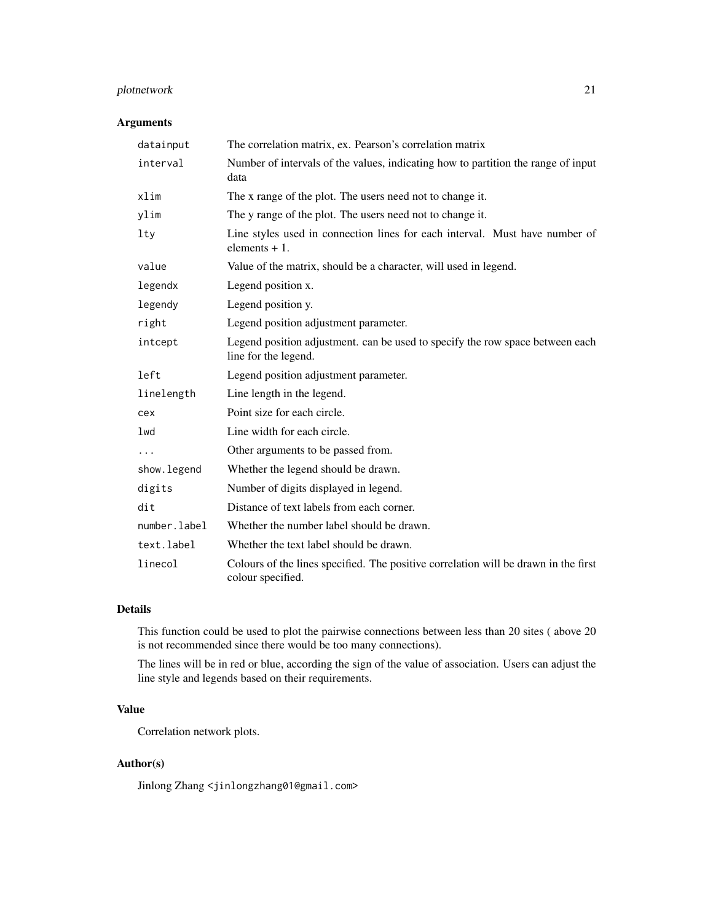## Arguments

| | |
|---|---|
| `datainput` | The correlation matrix, ex. Pearson's correlation matrix |
| `interval` | Number of intervals of the values, indicating how to partition the range of input data |
| `xlim` | The x range of the plot. The users need not to change it. |
| `ylim` | The y range of the plot. The users need not to change it. |
| `lty` | Line styles used in connection lines for each interval. Must have number of elements + 1. |
| `value` | Value of the matrix, should be a character, will used in legend. |
| `legendx` | Legend position x. |
| `legendy` | Legend position y. |
| `right` | Legend position adjustment parameter. |
| `intcept` | Legend position adjustment. can be used to specify the row space between each line for the legend. |
| `left` | Legend position adjustment parameter. |
| `linelength` | Line length in the legend. |
| `cex` | Point size for each circle. |
| `lwd` | Line width for each circle. |
| `...` | Other arguments to be passed from. |
| `show.legend` | Whether the legend should be drawn. |
| `digits` | Number of digits displayed in legend. |
| `dit` | Distance of text labels from each corner. |
| `number.label` | Whether the number label should be drawn. |
| `text.label` | Whether the text label should be drawn. |
| `linecol` | Colours of the lines specified. The positive correlation will be drawn in the first colour specified. |

## Details

This function could be used to plot the pairwise connections between less than 20 sites ( above 20 is not recommended since there would be too many connections).

The lines will be in red or blue, according the sign of the value of association. Users can adjust the line style and legends based on their requirements.

## Value

Correlation network plots.

## Author(s)

Jinlong Zhang <jinlongzhang01@gmail.com>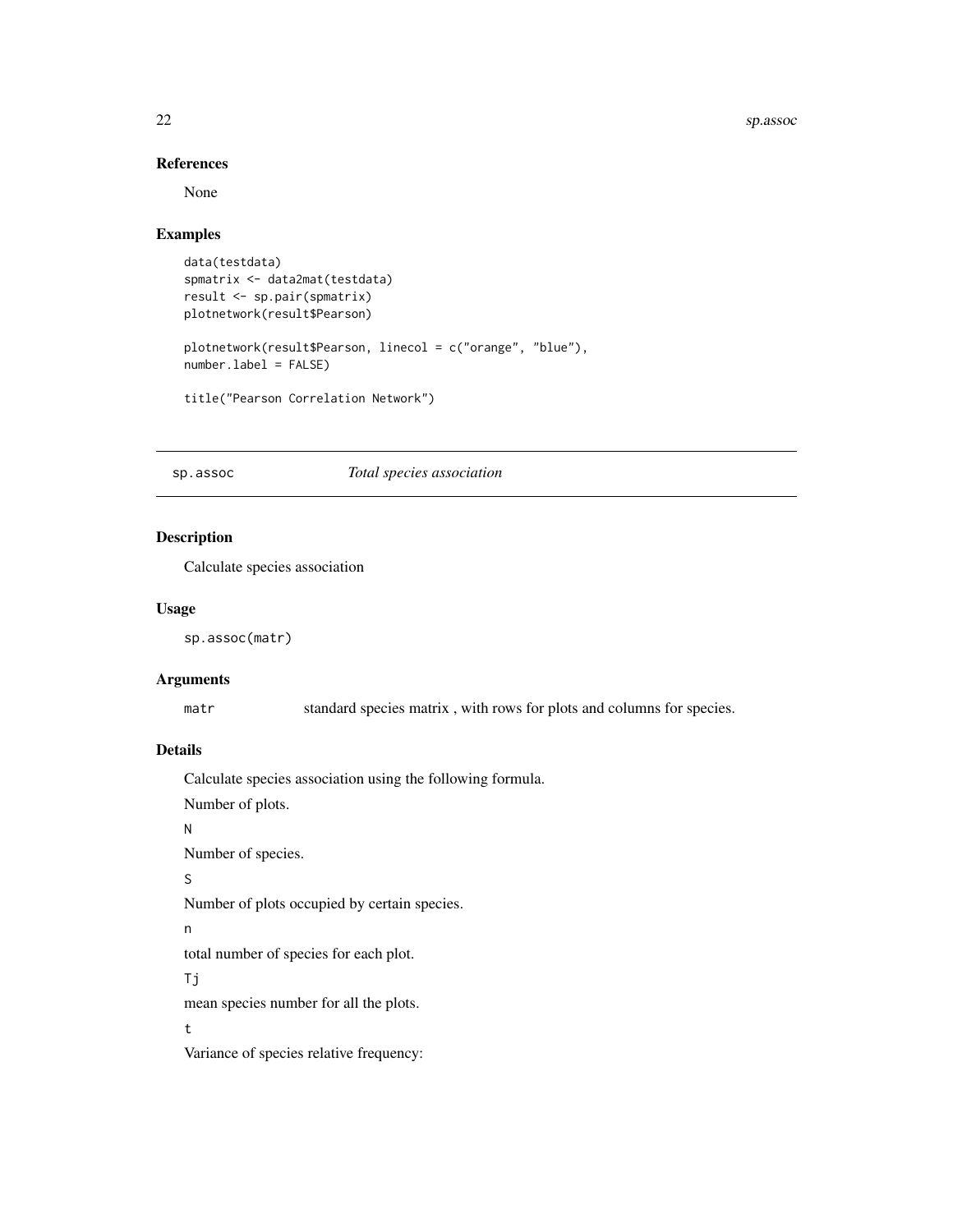### References

None

### Examples

```
data(testdata)
spmatrix <- data2mat(testdata)
result <- sp.pair(spmatrix)
plotnetwork(result$Pearson)

plotnetwork(result$Pearson, linecol = c("orange", "blue"),
number.label = FALSE)

title("Pearson Correlation Network")
```

---

## sp.assoc *Total species association*

### Description

Calculate species association

### Usage

```
sp.assoc(matr)
```

### Arguments

| | |
|---|---|
| `matr` | standard species matrix , with rows for plots and columns for species. |

### Details

Calculate species association using the following formula.

Number of plots.

`N`

Number of species.

`S`

Number of plots occupied by certain species.

`n`

total number of species for each plot.

`Tj`

mean species number for all the plots.

`t`

Variance of species relative frequency: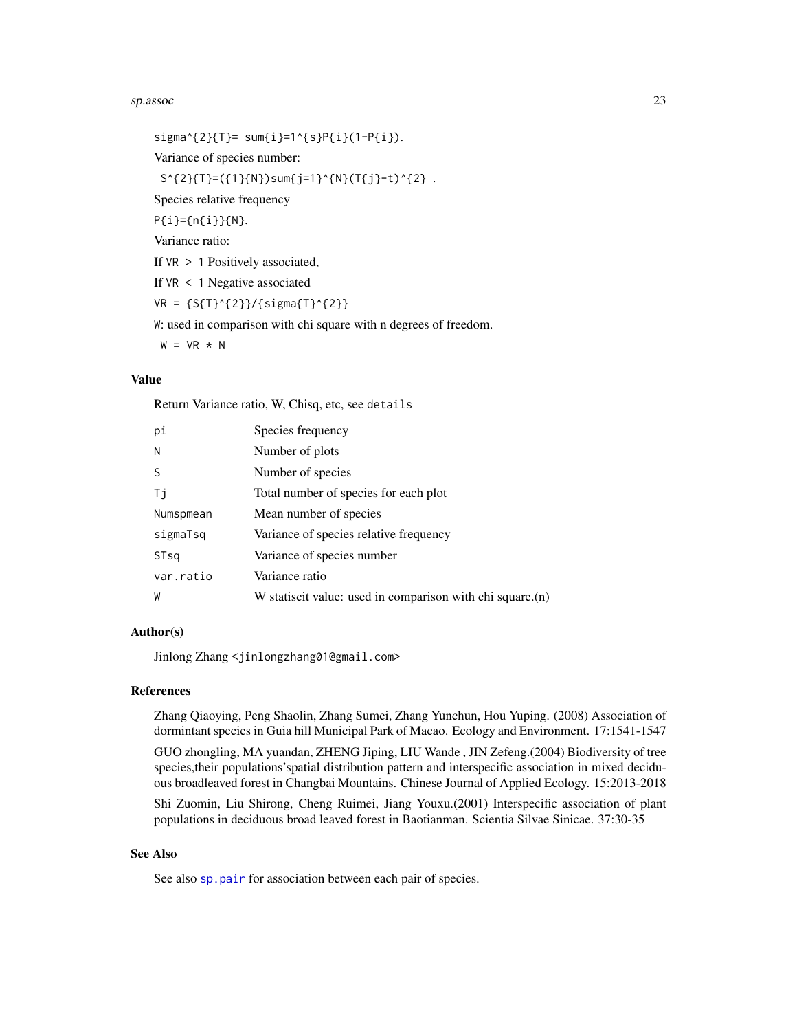sigma^{2}{T}= sum{i}=1^{s}P{i}(1-P{i}).

Variance of species number:

S^{2}{T}=({1}{N})sum{j=1}^{N}(T{j}-t)^{2} .

Species relative frequency

P{i}={n{i}}{N}.

Variance ratio:

If VR > 1 Positively associated,

If VR < 1 Negative associated

VR = {S{T}^{2}}/{sigma{T}^{2}}

W: used in comparison with chi square with n degrees of freedom.

W = VR * N

## Value

Return Variance ratio, W, Chisq, etc, see details

| | |
|---|---|
| pi | Species frequency |
| N | Number of plots |
| S | Number of species |
| Tj | Total number of species for each plot |
| Numspmean | Mean number of species |
| sigmaTsq | Variance of species relative frequency |
| STsq | Variance of species number |
| var.ratio | Variance ratio |
| W | W statiscit value: used in comparison with chi square.(n) |

## Author(s)

Jinlong Zhang <jinlongzhang01@gmail.com>

## References

Zhang Qiaoying, Peng Shaolin, Zhang Sumei, Zhang Yunchun, Hou Yuping. (2008) Association of dormintant species in Guia hill Municipal Park of Macao. Ecology and Environment. 17:1541-1547

GUO zhongling, MA yuandan, ZHENG Jiping, LIU Wande , JIN Zefeng.(2004) Biodiversity of tree species,their populations'spatial distribution pattern and interspecific association in mixed deciduous broadleaved forest in Changbai Mountains. Chinese Journal of Applied Ecology. 15:2013-2018

Shi Zuomin, Liu Shirong, Cheng Ruimei, Jiang Youxu.(2001) Interspecific association of plant populations in deciduous broad leaved forest in Baotianman. Scientia Silvae Sinicae. 37:30-35

## See Also

See also sp.pair for association between each pair of species.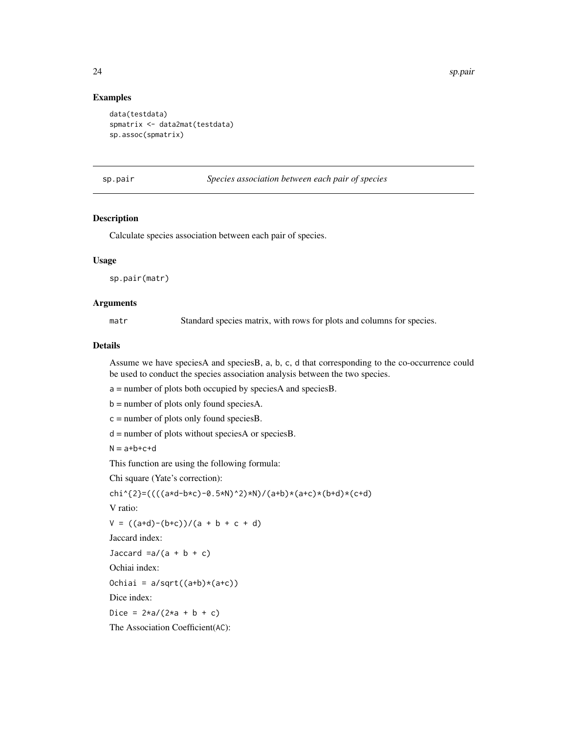## Examples

```
data(testdata)
spmatrix <- data2mat(testdata)
sp.assoc(spmatrix)
```

---

## sp.pair — *Species association between each pair of species*

---

### Description

Calculate species association between each pair of species.

### Usage

```
sp.pair(matr)
```

### Arguments

| | |
|---|---|
| `matr` | Standard species matrix, with rows for plots and columns for species. |

### Details

Assume we have speciesA and speciesB, `a`, `b`, `c`, `d` that corresponding to the co-occurrence could be used to conduct the species association analysis between the two species.

`a` = number of plots both occupied by speciesA and speciesB.

`b` = number of plots only found speciesA.

`c` = number of plots only found speciesB.

`d` = number of plots without speciesA or speciesB.

`N` = `a+b+c+d`

This function are using the following formula:

Chi square (Yate's correction):

`chi^{2}=((((a*d-b*c)-0.5*N)^2)*N)/(a+b)*(a+c)*(b+d)*(c+d)`

V ratio:

`V = ((a+d)-(b+c))/(a + b + c + d)`

Jaccard index:

`Jaccard =a/(a + b + c)`

Ochiai index:

`Ochiai = a/sqrt((a+b)*(a+c))`

Dice index:

`Dice = 2*a/(2*a + b + c)`

The Association Coefficient(`AC`):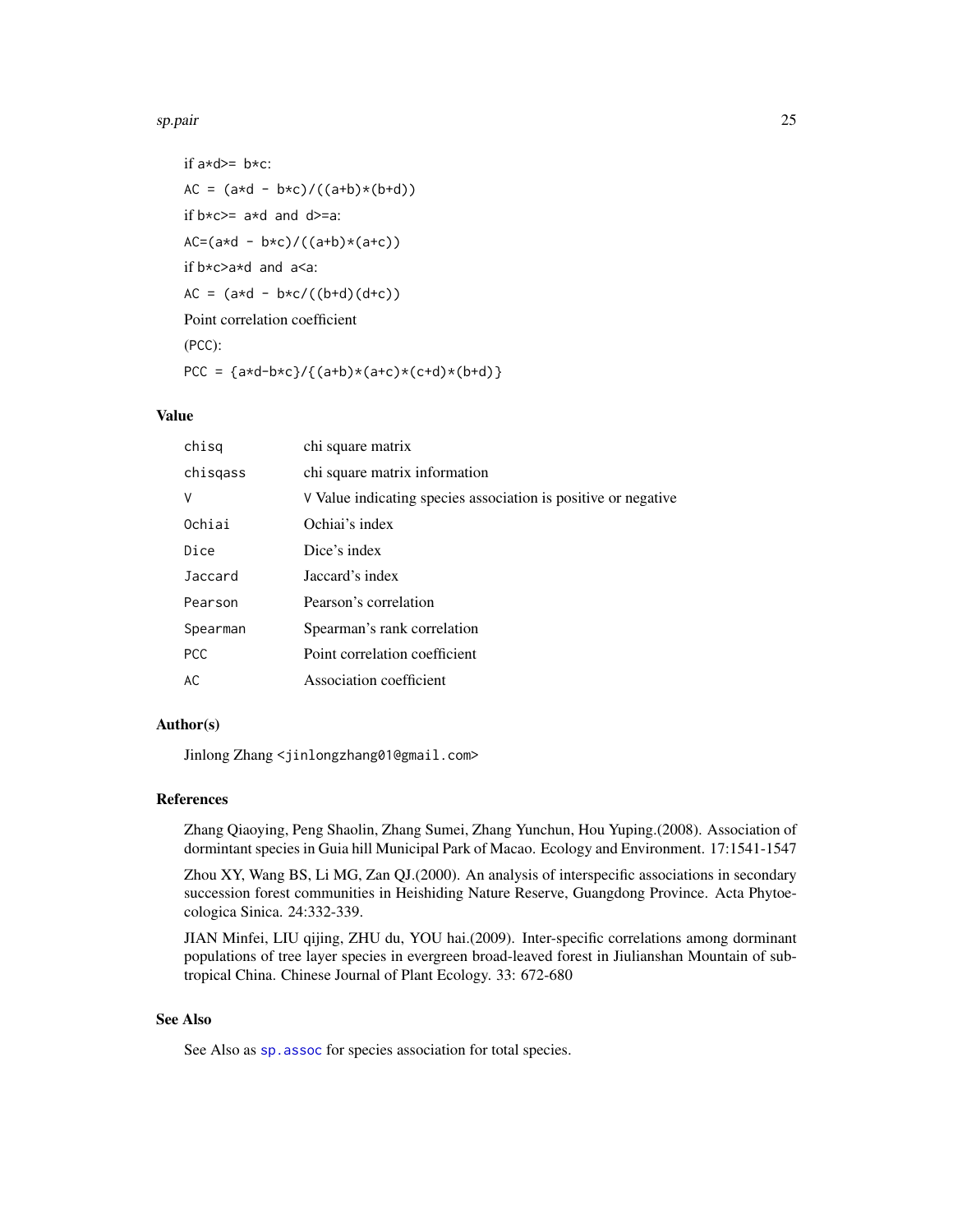if a*d>= b*c:

`AC = (a*d - b*c)/((a+b)*(b+d))`

if b*c>= a*d and d>=a:

`AC=(a*d - b*c)/((a+b)*(a+c))`

if b*c>a*d and a<a:

`AC = (a*d - b*c/((b+d)(d+c))`

Point correlation coefficient

(PCC):

`PCC = {a*d-b*c}/{(a+b)*(a+c)*(c+d)*(b+d)}`

## Value

| | |
|---|---|
| `chisq` | chi square matrix |
| `chisqass` | chi square matrix information |
| `V` | V Value indicating species association is positive or negative |
| `Ochiai` | Ochiai's index |
| `Dice` | Dice's index |
| `Jaccard` | Jaccard's index |
| `Pearson` | Pearson's correlation |
| `Spearman` | Spearman's rank correlation |
| `PCC` | Point correlation coefficient |
| `AC` | Association coefficient |

## Author(s)

Jinlong Zhang <jinlongzhang01@gmail.com>

## References

Zhang Qiaoying, Peng Shaolin, Zhang Sumei, Zhang Yunchun, Hou Yuping.(2008). Association of dormintant species in Guia hill Municipal Park of Macao. Ecology and Environment. 17:1541-1547

Zhou XY, Wang BS, Li MG, Zan QJ.(2000). An analysis of interspecific associations in secondary succession forest communities in Heishiding Nature Reserve, Guangdong Province. Acta Phytoecologica Sinica. 24:332-339.

JIAN Minfei, LIU qijing, ZHU du, YOU hai.(2009). Inter-specific correlations among dorminant populations of tree layer species in evergreen broad-leaved forest in Jiulianshan Mountain of subtropical China. Chinese Journal of Plant Ecology. 33: 672-680

## See Also

See Also as `sp.assoc` for species association for total species.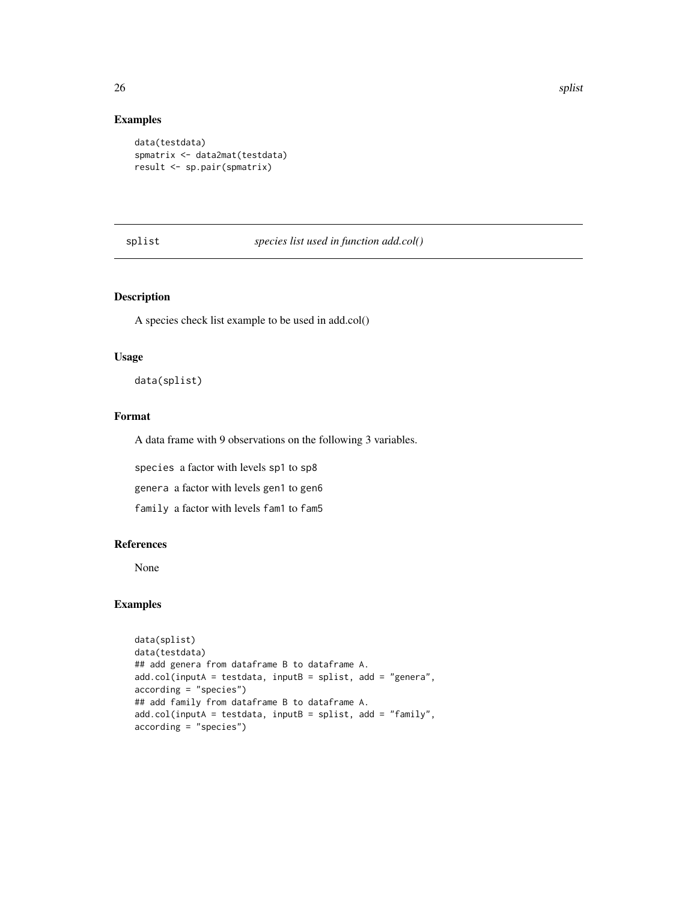### Examples

```
data(testdata)
spmatrix <- data2mat(testdata)
result <- sp.pair(spmatrix)
```

---

## splist *species list used in function add.col()*

---

### Description

A species check list example to be used in add.col()

### Usage

```
data(splist)
```

### Format

A data frame with 9 observations on the following 3 variables.

`species` a factor with levels `sp1` to `sp8`

`genera` a factor with levels `gen1` to `gen6`

`family` a factor with levels `fam1` to `fam5`

### References

None

### Examples

```
data(splist)
data(testdata)
## add genera from dataframe B to dataframe A.
add.col(inputA = testdata, inputB = splist, add = "genera",
according = "species")
## add family from dataframe B to dataframe A.
add.col(inputA = testdata, inputB = splist, add = "family",
according = "species")
```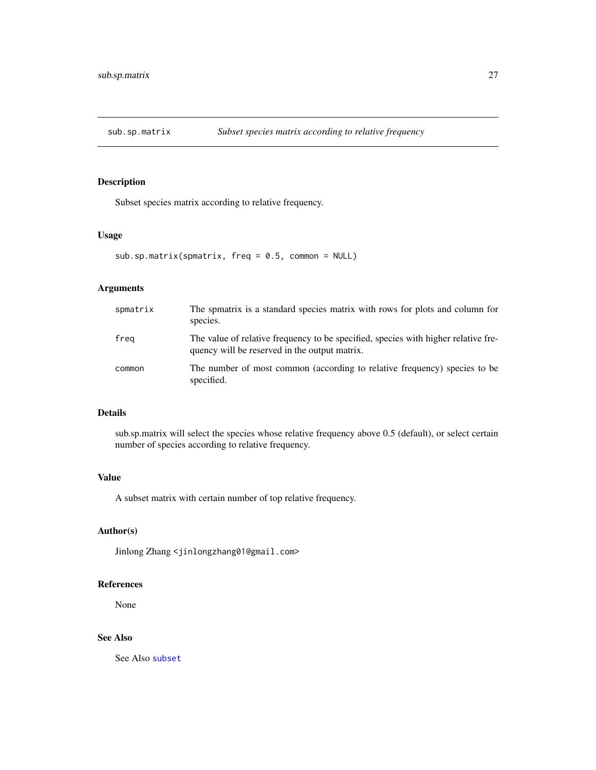# sub.sp.matrix — *Subset species matrix according to relative frequency*

## Description

Subset species matrix according to relative frequency.

## Usage

```
sub.sp.matrix(spmatrix, freq = 0.5, common = NULL)
```

## Arguments

| | |
|---|---|
| `spmatrix` | The spmatrix is a standard species matrix with rows for plots and column for species. |
| `freq` | The value of relative frequency to be specified, species with higher relative frequency will be reserved in the output matrix. |
| `common` | The number of most common (according to relative frequency) species to be specified. |

## Details

sub.sp.matrix will select the species whose relative frequency above 0.5 (default), or select certain number of species according to relative frequency.

## Value

A subset matrix with certain number of top relative frequency.

## Author(s)

Jinlong Zhang <jinlongzhang01@gmail.com>

## References

None

## See Also

See Also `subset`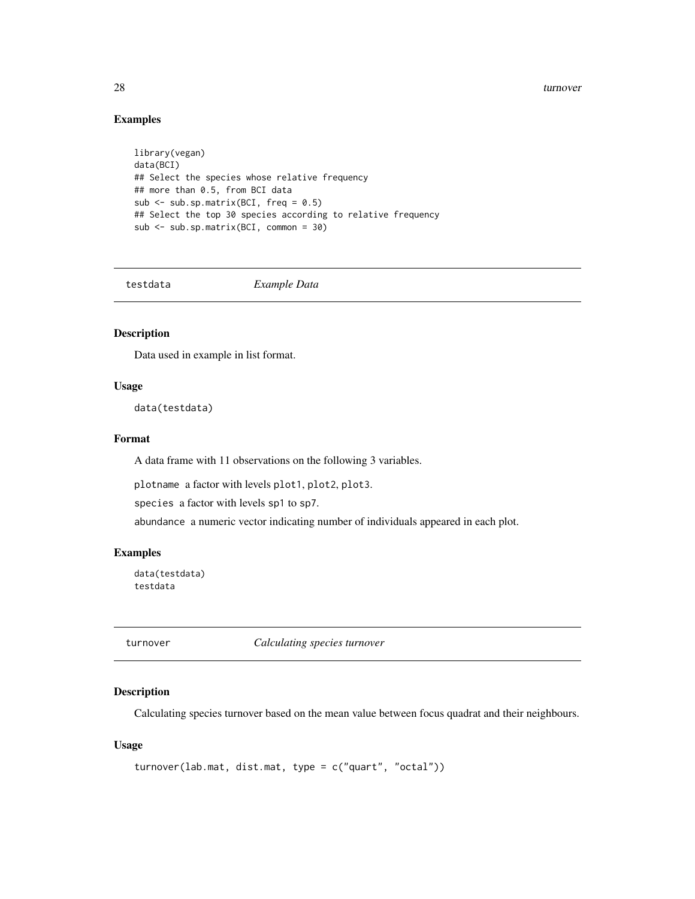## Examples

```
library(vegan)
data(BCI)
## Select the species whose relative frequency
## more than 0.5, from BCI data
sub <- sub.sp.matrix(BCI, freq = 0.5)
## Select the top 30 species according to relative frequency
sub <- sub.sp.matrix(BCI, common = 30)
```

---

# testdata *Example Data*

---

## Description

Data used in example in list format.

## Usage

```
data(testdata)
```

## Format

A data frame with 11 observations on the following 3 variables.

`plotname` a factor with levels `plot1`, `plot2`, `plot3`.

`species` a factor with levels `sp1` to `sp7`.

`abundance` a numeric vector indicating number of individuals appeared in each plot.

## Examples

```
data(testdata)
testdata
```

---

# turnover *Calculating species turnover*

---

## Description

Calculating species turnover based on the mean value between focus quadrat and their neighbours.

## Usage

```
turnover(lab.mat, dist.mat, type = c("quart", "octal"))
```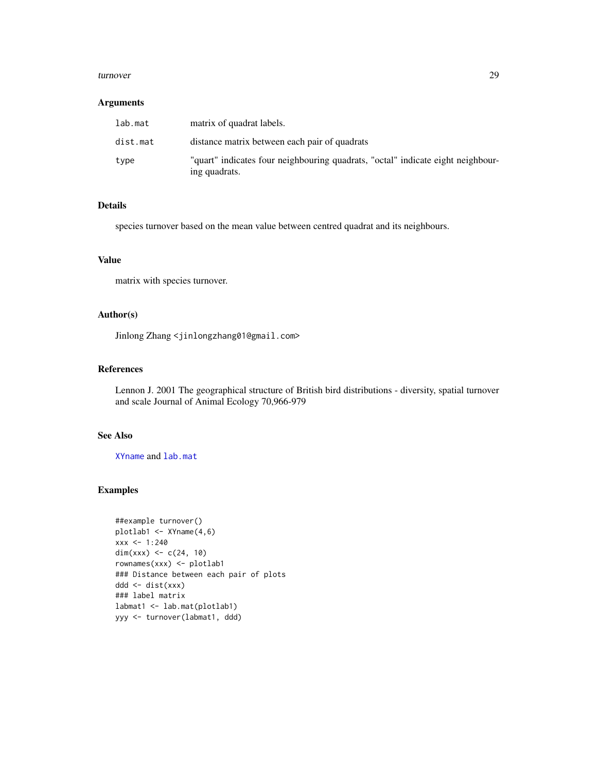### Arguments

| | |
|---|---|
| lab.mat | matrix of quadrat labels. |
| dist.mat | distance matrix between each pair of quadrats |
| type | "quart" indicates four neighbouring quadrats, "octal" indicate eight neighbouring quadrats. |

### Details

species turnover based on the mean value between centred quadrat and its neighbours.

### Value

matrix with species turnover.

### Author(s)

Jinlong Zhang <jinlongzhang01@gmail.com>

### References

Lennon J. 2001 The geographical structure of British bird distributions - diversity, spatial turnover and scale Journal of Animal Ecology 70,966-979

### See Also

XYname and lab.mat

### Examples

```
##example turnover()
plotlab1 <- XYname(4,6)
xxx <- 1:240
dim(xxx) <- c(24, 10)
rownames(xxx) <- plotlab1
### Distance between each pair of plots
ddd <- dist(xxx)
### label matrix
labmat1 <- lab.mat(plotlab1)
yyy <- turnover(labmat1, ddd)
```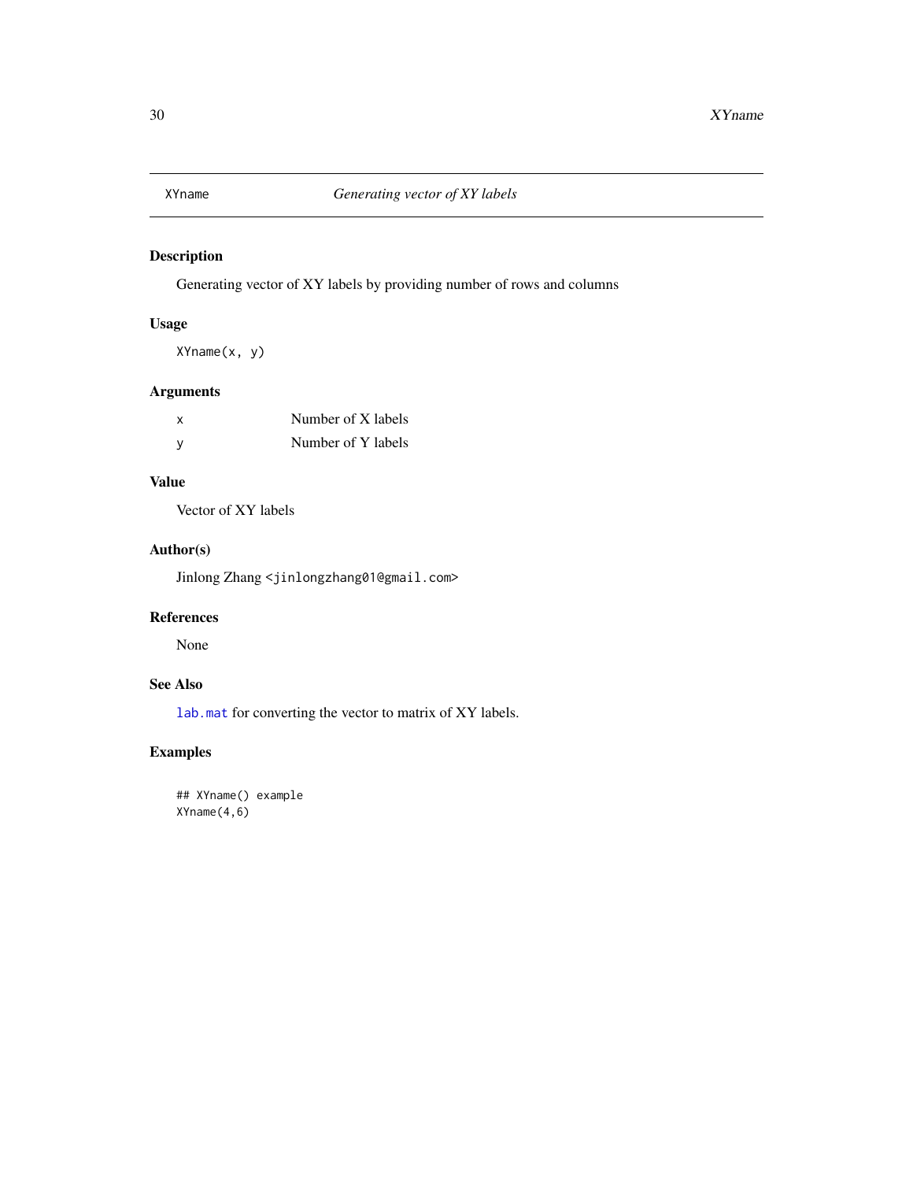# XYname — *Generating vector of XY labels*

## Description

Generating vector of XY labels by providing number of rows and columns

## Usage

```
XYname(x, y)
```

## Arguments

| | |
|---|---|
| x | Number of X labels |
| y | Number of Y labels |

## Value

Vector of XY labels

## Author(s)

Jinlong Zhang <jinlongzhang01@gmail.com>

## References

None

## See Also

`lab.mat` for converting the vector to matrix of XY labels.

## Examples

```
## XYname() example
XYname(4,6)
```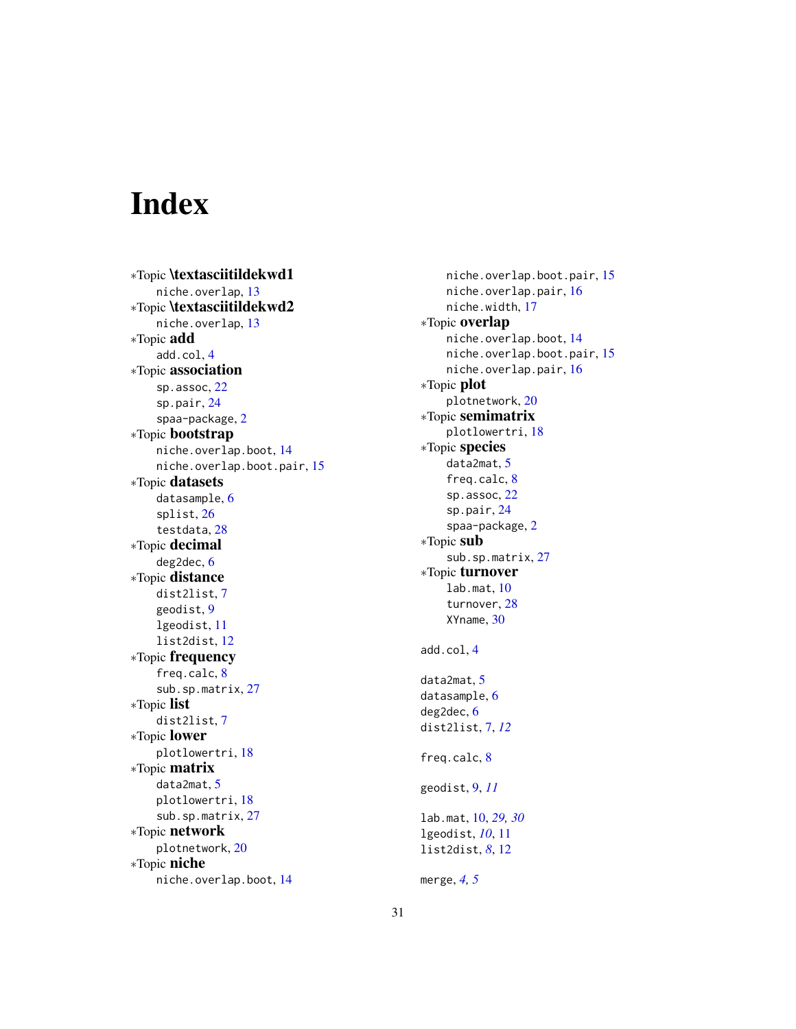# Index

∗Topic **\textasciitildekwd1**
  niche.overlap, 13

∗Topic **\textasciitildekwd2**
  niche.overlap, 13

∗Topic **add**
  add.col, 4

∗Topic **association**
  sp.assoc, 22
  sp.pair, 24
  spaa-package, 2

∗Topic **bootstrap**
  niche.overlap.boot, 14
  niche.overlap.boot.pair, 15

∗Topic **datasets**
  datasample, 6
  splist, 26
  testdata, 28

∗Topic **decimal**
  deg2dec, 6

∗Topic **distance**
  dist2list, 7
  geodist, 9
  lgeodist, 11
  list2dist, 12

∗Topic **frequency**
  freq.calc, 8
  sub.sp.matrix, 27

∗Topic **list**
  dist2list, 7

∗Topic **lower**
  plotlowertri, 18

∗Topic **matrix**
  data2mat, 5
  plotlowertri, 18
  sub.sp.matrix, 27

∗Topic **network**
  plotnetwork, 20

∗Topic **niche**
  niche.overlap.boot, 14
  niche.overlap.boot.pair, 15
  niche.overlap.pair, 16
  niche.width, 17

∗Topic **overlap**
  niche.overlap.boot, 14
  niche.overlap.boot.pair, 15
  niche.overlap.pair, 16

∗Topic **plot**
  plotnetwork, 20

∗Topic **semimatrix**
  plotlowertri, 18

∗Topic **species**
  data2mat, 5
  freq.calc, 8
  sp.assoc, 22
  sp.pair, 24
  spaa-package, 2

∗Topic **sub**
  sub.sp.matrix, 27

∗Topic **turnover**
  lab.mat, 10
  turnover, 28
  XYname, 30

add.col, 4

data2mat, 5
datasample, 6
deg2dec, 6
dist2list, 7, *12*

freq.calc, 8

geodist, 9, *11*

lab.mat, 10, *29, 30*
lgeodist, *10*, 11
list2dist, *8*, 12

merge, *4, 5*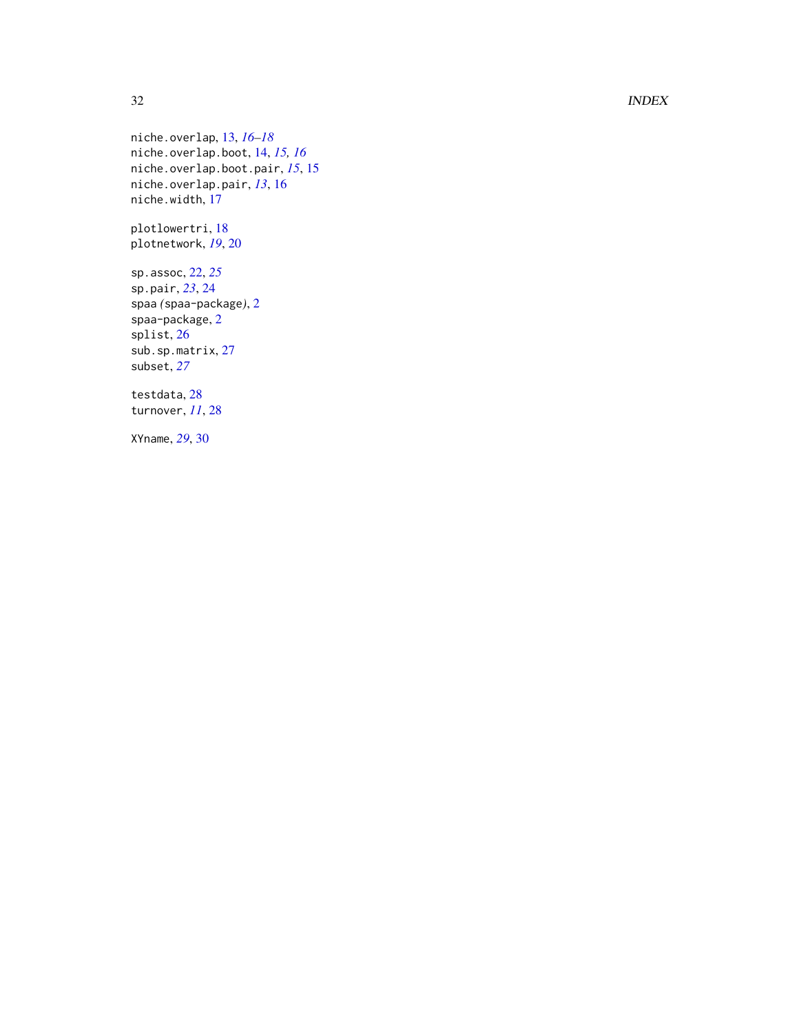niche.overlap, 13, *16–18*
niche.overlap.boot, 14, *15, 16*
niche.overlap.boot.pair, *15*, 15
niche.overlap.pair, *13*, 16
niche.width, 17

plotlowertri, 18
plotnetwork, *19*, 20

sp.assoc, 22, *25*
sp.pair, *23*, 24
spaa *(*spaa-package*)*, 2
spaa-package, 2
splist, 26
sub.sp.matrix, 27
subset, *27*

testdata, 28
turnover, *11*, 28

XYname, *29*, 30